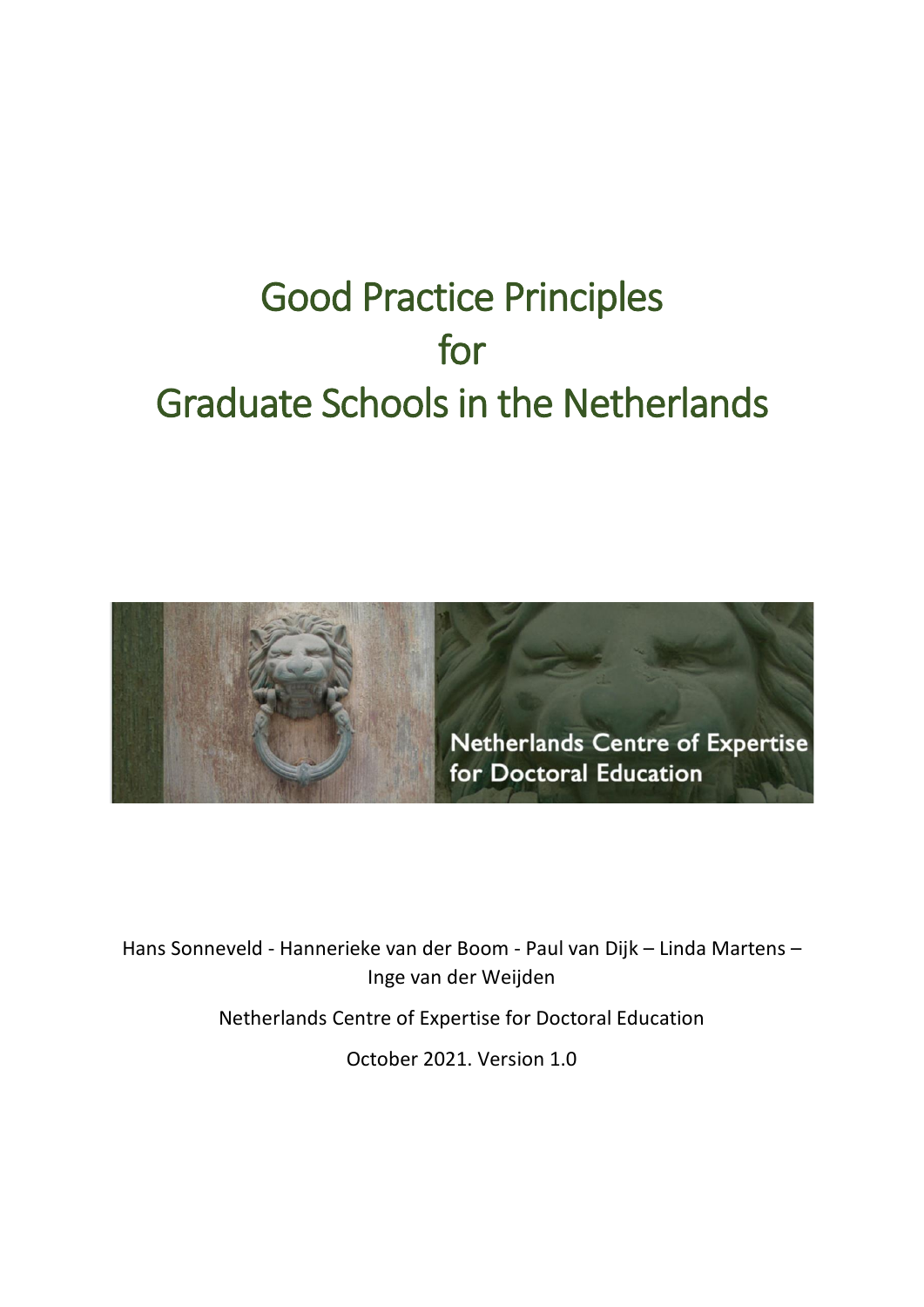# Good Practice Principles for Graduate Schools in the Netherlands

Netherlands Centre of Expertise for Doctoral Education

Hans Sonneveld - Hannerieke van der Boom - Paul van Dijk – Linda Martens – Inge van der Weijden

Netherlands Centre of Expertise for Doctoral Education

October 2021. Version 1.0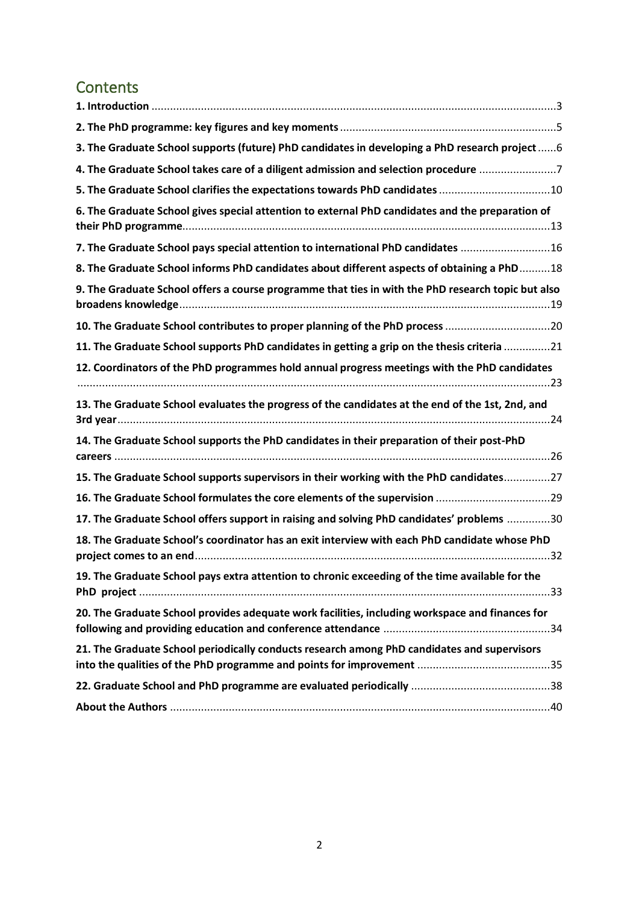# Contents

**1. Introduction** 3

**2. The PhD programme: key figures and key moments** 5

**3. The Graduate School supports (future) PhD candidates in developing a PhD research project** 6

**4. The Graduate School takes care of a diligent admission and selection procedure** 7

**5. The Graduate School clarifies the expectations towards PhD candidates** 10

**6. The Graduate School gives special attention to external PhD candidates and the preparation of their PhD programme** 13

**7. The Graduate School pays special attention to international PhD candidates** 16

**8. The Graduate School informs PhD candidates about different aspects of obtaining a PhD** 18

**9. The Graduate School offers a course programme that ties in with the PhD research topic but also broadens knowledge** 19

**10. The Graduate School contributes to proper planning of the PhD process** 20

**11. The Graduate School supports PhD candidates in getting a grip on the thesis criteria** 21

**12. Coordinators of the PhD programmes hold annual progress meetings with the PhD candidates** 23

**13. The Graduate School evaluates the progress of the candidates at the end of the 1st, 2nd, and 3rd year** 24

**14. The Graduate School supports the PhD candidates in their preparation of their post-PhD careers** 26

**15. The Graduate School supports supervisors in their working with the PhD candidates** 27

**16. The Graduate School formulates the core elements of the supervision** 29

**17. The Graduate School offers support in raising and solving PhD candidates' problems** 30

**18. The Graduate School's coordinator has an exit interview with each PhD candidate whose PhD project comes to an end** 32

**19. The Graduate School pays extra attention to chronic exceeding of the time available for the PhD project** 33

**20. The Graduate School provides adequate work facilities, including workspace and finances for following and providing education and conference attendance** 34

**21. The Graduate School periodically conducts research among PhD candidates and supervisors into the qualities of the PhD programme and points for improvement** 35

**22. Graduate School and PhD programme are evaluated periodically** 38

**About the Authors** 40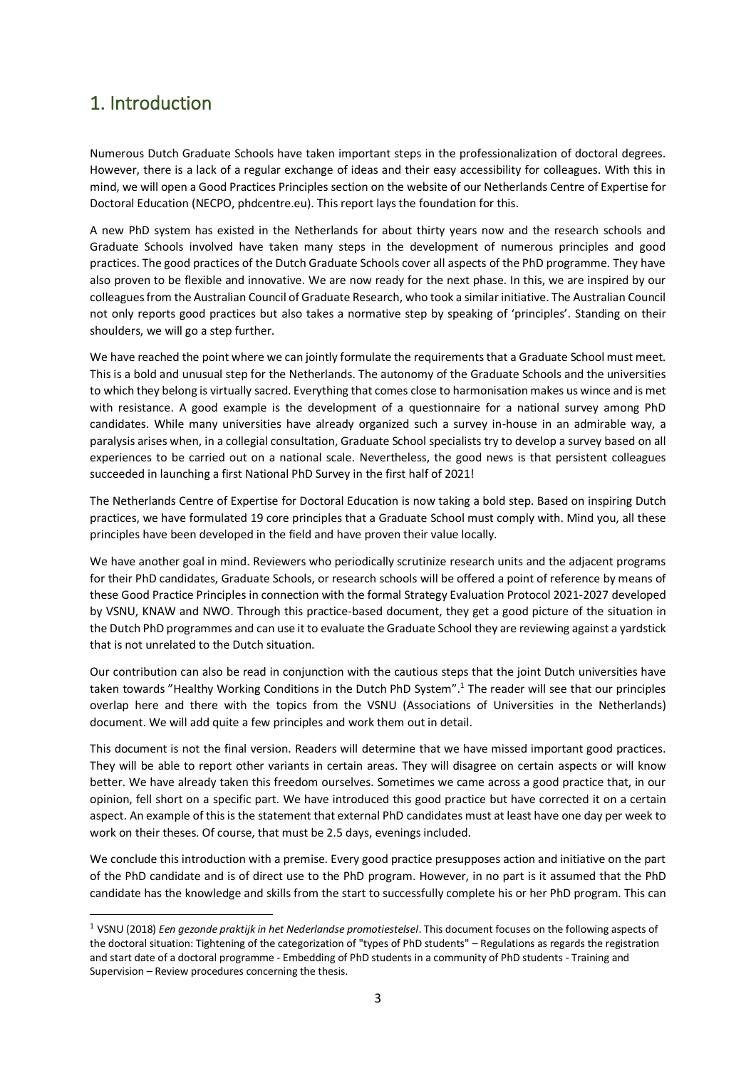## 1. Introduction

Numerous Dutch Graduate Schools have taken important steps in the professionalization of doctoral degrees. However, there is a lack of a regular exchange of ideas and their easy accessibility for colleagues. With this in mind, we will open a Good Practices Principles section on the website of our Netherlands Centre of Expertise for Doctoral Education (NECPO, phdcentre.eu). This report lays the foundation for this.

A new PhD system has existed in the Netherlands for about thirty years now and the research schools and Graduate Schools involved have taken many steps in the development of numerous principles and good practices. The good practices of the Dutch Graduate Schools cover all aspects of the PhD programme. They have also proven to be flexible and innovative. We are now ready for the next phase. In this, we are inspired by our colleagues from the Australian Council of Graduate Research, who took a similar initiative. The Australian Council not only reports good practices but also takes a normative step by speaking of 'principles'. Standing on their shoulders, we will go a step further.

We have reached the point where we can jointly formulate the requirements that a Graduate School must meet. This is a bold and unusual step for the Netherlands. The autonomy of the Graduate Schools and the universities to which they belong is virtually sacred. Everything that comes close to harmonisation makes us wince and is met with resistance. A good example is the development of a questionnaire for a national survey among PhD candidates. While many universities have already organized such a survey in-house in an admirable way, a paralysis arises when, in a collegial consultation, Graduate School specialists try to develop a survey based on all experiences to be carried out on a national scale. Nevertheless, the good news is that persistent colleagues succeeded in launching a first National PhD Survey in the first half of 2021!

The Netherlands Centre of Expertise for Doctoral Education is now taking a bold step. Based on inspiring Dutch practices, we have formulated 19 core principles that a Graduate School must comply with. Mind you, all these principles have been developed in the field and have proven their value locally.

We have another goal in mind. Reviewers who periodically scrutinize research units and the adjacent programs for their PhD candidates, Graduate Schools, or research schools will be offered a point of reference by means of these Good Practice Principles in connection with the formal Strategy Evaluation Protocol 2021-2027 developed by VSNU, KNAW and NWO. Through this practice-based document, they get a good picture of the situation in the Dutch PhD programmes and can use it to evaluate the Graduate School they are reviewing against a yardstick that is not unrelated to the Dutch situation.

Our contribution can also be read in conjunction with the cautious steps that the joint Dutch universities have taken towards "Healthy Working Conditions in the Dutch PhD System".[1] The reader will see that our principles overlap here and there with the topics from the VSNU (Associations of Universities in the Netherlands) document. We will add quite a few principles and work them out in detail.

This document is not the final version. Readers will determine that we have missed important good practices. They will be able to report other variants in certain areas. They will disagree on certain aspects or will know better. We have already taken this freedom ourselves. Sometimes we came across a good practice that, in our opinion, fell short on a specific part. We have introduced this good practice but have corrected it on a certain aspect. An example of this is the statement that external PhD candidates must at least have one day per week to work on their theses. Of course, that must be 2.5 days, evenings included.

We conclude this introduction with a premise. Every good practice presupposes action and initiative on the part of the PhD candidate and is of direct use to the PhD program. However, in no part is it assumed that the PhD candidate has the knowledge and skills from the start to successfully complete his or her PhD program. This can

---

[1] VSNU (2018) *Een gezonde praktijk in het Nederlandse promotiestelsel*. This document focuses on the following aspects of the doctoral situation: Tightening of the categorization of "types of PhD students" – Regulations as regards the registration and start date of a doctoral programme - Embedding of PhD students in a community of PhD students - Training and Supervision – Review procedures concerning the thesis.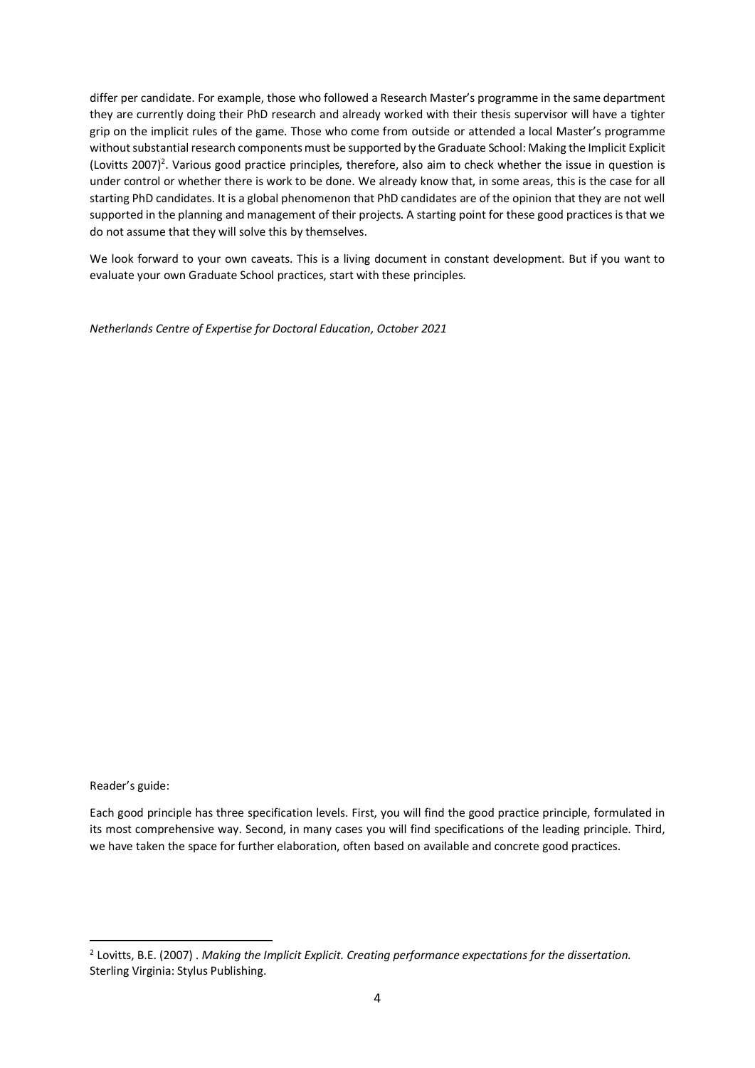differ per candidate. For example, those who followed a Research Master's programme in the same department they are currently doing their PhD research and already worked with their thesis supervisor will have a tighter grip on the implicit rules of the game. Those who come from outside or attended a local Master's programme without substantial research components must be supported by the Graduate School: Making the Implicit Explicit (Lovitts 2007)[2]. Various good practice principles, therefore, also aim to check whether the issue in question is under control or whether there is work to be done. We already know that, in some areas, this is the case for all starting PhD candidates. It is a global phenomenon that PhD candidates are of the opinion that they are not well supported in the planning and management of their projects. A starting point for these good practices is that we do not assume that they will solve this by themselves.

We look forward to your own caveats. This is a living document in constant development. But if you want to evaluate your own Graduate School practices, start with these principles.

*Netherlands Centre of Expertise for Doctoral Education, October 2021*

Reader's guide:

Each good principle has three specification levels. First, you will find the good practice principle, formulated in its most comprehensive way. Second, in many cases you will find specifications of the leading principle. Third, we have taken the space for further elaboration, often based on available and concrete good practices.

[2] Lovitts, B.E. (2007) . *Making the Implicit Explicit. Creating performance expectations for the dissertation.* Sterling Virginia: Stylus Publishing.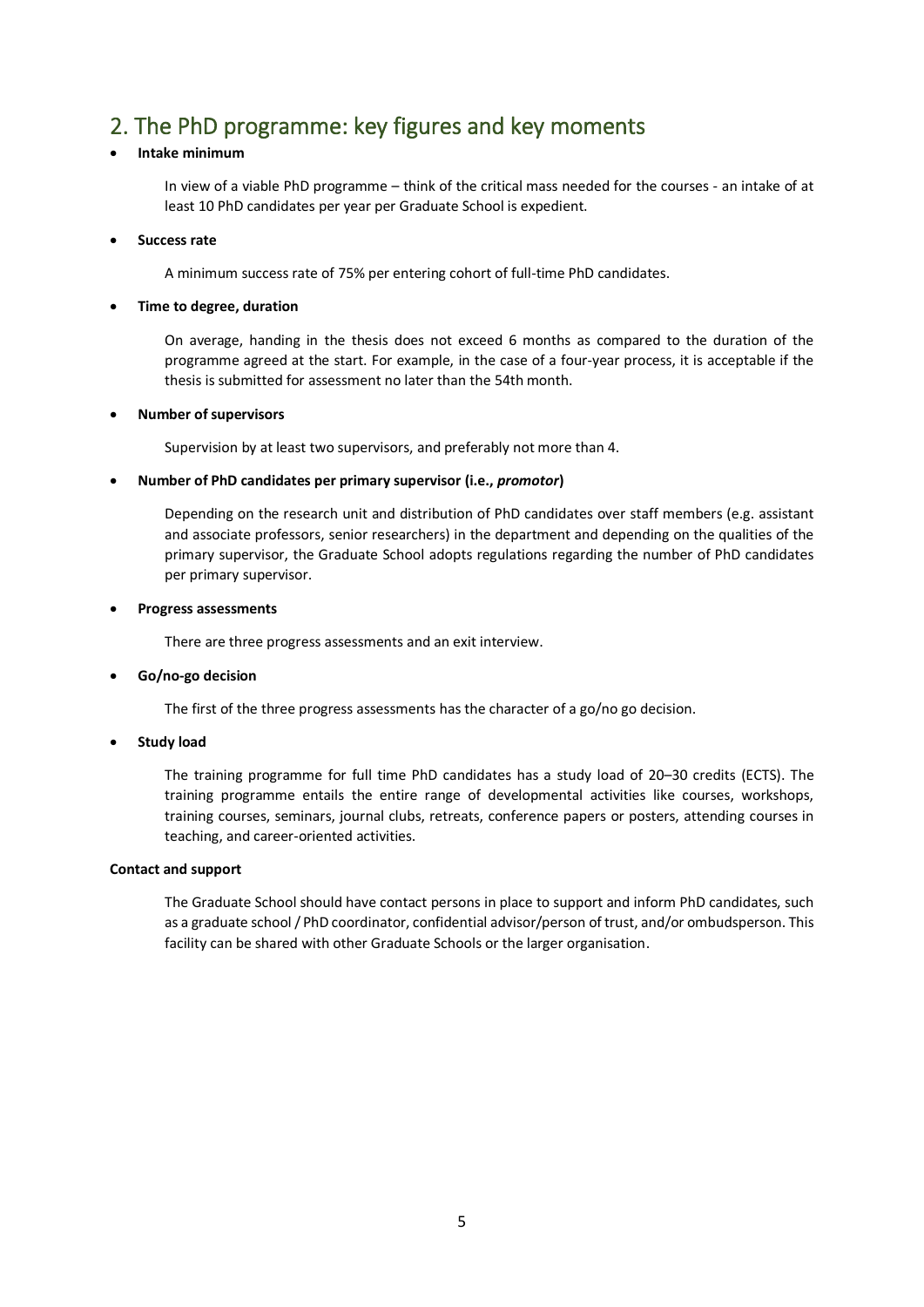## 2. The PhD programme: key figures and key moments

- **Intake minimum**

  In view of a viable PhD programme – think of the critical mass needed for the courses - an intake of at least 10 PhD candidates per year per Graduate School is expedient.

- **Success rate**

  A minimum success rate of 75% per entering cohort of full-time PhD candidates.

- **Time to degree, duration**

  On average, handing in the thesis does not exceed 6 months as compared to the duration of the programme agreed at the start. For example, in the case of a four-year process, it is acceptable if the thesis is submitted for assessment no later than the 54th month.

- **Number of supervisors**

  Supervision by at least two supervisors, and preferably not more than 4.

- **Number of PhD candidates per primary supervisor (i.e., *promotor*)**

  Depending on the research unit and distribution of PhD candidates over staff members (e.g. assistant and associate professors, senior researchers) in the department and depending on the qualities of the primary supervisor, the Graduate School adopts regulations regarding the number of PhD candidates per primary supervisor.

- **Progress assessments**

  There are three progress assessments and an exit interview.

- **Go/no-go decision**

  The first of the three progress assessments has the character of a go/no go decision.

- **Study load**

  The training programme for full time PhD candidates has a study load of 20–30 credits (ECTS). The training programme entails the entire range of developmental activities like courses, workshops, training courses, seminars, journal clubs, retreats, conference papers or posters, attending courses in teaching, and career-oriented activities.

**Contact and support**

The Graduate School should have contact persons in place to support and inform PhD candidates, such as a graduate school / PhD coordinator, confidential advisor/person of trust, and/or ombudsperson. This facility can be shared with other Graduate Schools or the larger organisation.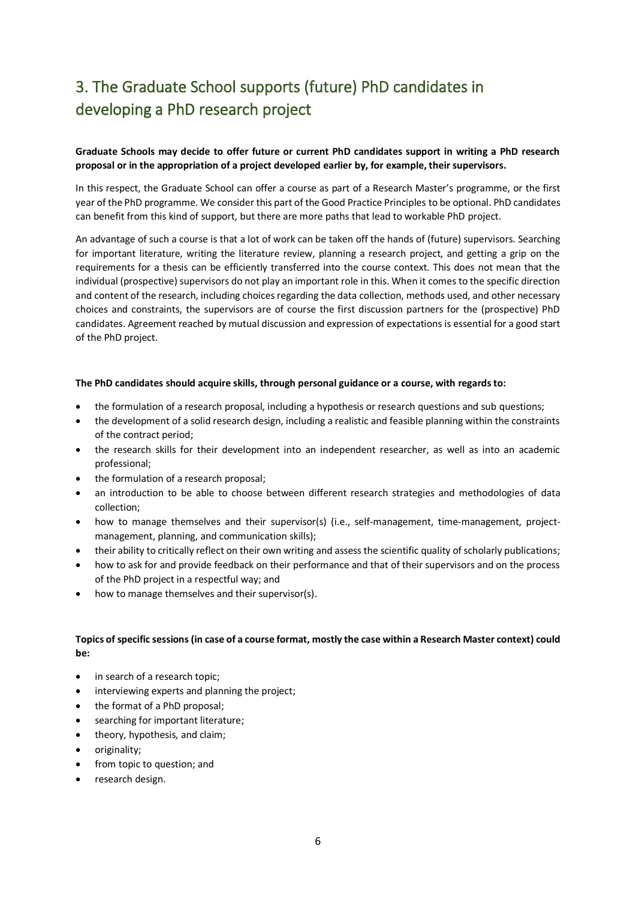# 3. The Graduate School supports (future) PhD candidates in developing a PhD research project

**Graduate Schools may decide to offer future or current PhD candidates support in writing a PhD research proposal or in the appropriation of a project developed earlier by, for example, their supervisors.**

In this respect, the Graduate School can offer a course as part of a Research Master's programme, or the first year of the PhD programme. We consider this part of the Good Practice Principles to be optional. PhD candidates can benefit from this kind of support, but there are more paths that lead to workable PhD project.

An advantage of such a course is that a lot of work can be taken off the hands of (future) supervisors. Searching for important literature, writing the literature review, planning a research project, and getting a grip on the requirements for a thesis can be efficiently transferred into the course context. This does not mean that the individual (prospective) supervisors do not play an important role in this. When it comes to the specific direction and content of the research, including choices regarding the data collection, methods used, and other necessary choices and constraints, the supervisors are of course the first discussion partners for the (prospective) PhD candidates. Agreement reached by mutual discussion and expression of expectations is essential for a good start of the PhD project.

**The PhD candidates should acquire skills, through personal guidance or a course, with regards to:**

- the formulation of a research proposal, including a hypothesis or research questions and sub questions;
- the development of a solid research design, including a realistic and feasible planning within the constraints of the contract period;
- the research skills for their development into an independent researcher, as well as into an academic professional;
- the formulation of a research proposal;
- an introduction to be able to choose between different research strategies and methodologies of data collection;
- how to manage themselves and their supervisor(s) (i.e., self-management, time-management, project-management, planning, and communication skills);
- their ability to critically reflect on their own writing and assess the scientific quality of scholarly publications;
- how to ask for and provide feedback on their performance and that of their supervisors and on the process of the PhD project in a respectful way; and
- how to manage themselves and their supervisor(s).

**Topics of specific sessions (in case of a course format, mostly the case within a Research Master context) could be:**

- in search of a research topic;
- interviewing experts and planning the project;
- the format of a PhD proposal;
- searching for important literature;
- theory, hypothesis, and claim;
- originality;
- from topic to question; and
- research design.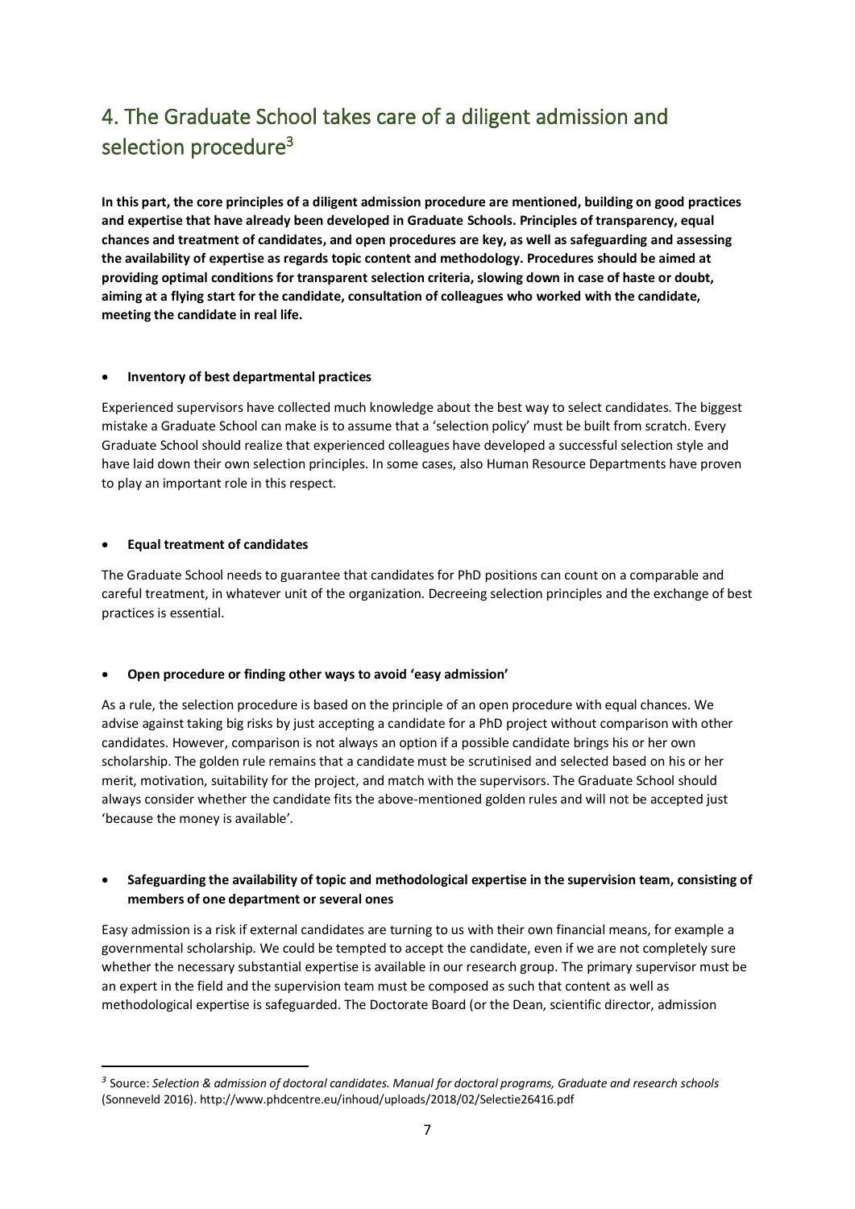## 4. The Graduate School takes care of a diligent admission and selection procedure[3]

**In this part, the core principles of a diligent admission procedure are mentioned, building on good practices and expertise that have already been developed in Graduate Schools. Principles of transparency, equal chances and treatment of candidates, and open procedures are key, as well as safeguarding and assessing the availability of expertise as regards topic content and methodology. Procedures should be aimed at providing optimal conditions for transparent selection criteria, slowing down in case of haste or doubt, aiming at a flying start for the candidate, consultation of colleagues who worked with the candidate, meeting the candidate in real life.**

- **Inventory of best departmental practices**

Experienced supervisors have collected much knowledge about the best way to select candidates. The biggest mistake a Graduate School can make is to assume that a 'selection policy' must be built from scratch. Every Graduate School should realize that experienced colleagues have developed a successful selection style and have laid down their own selection principles. In some cases, also Human Resource Departments have proven to play an important role in this respect.

- **Equal treatment of candidates**

The Graduate School needs to guarantee that candidates for PhD positions can count on a comparable and careful treatment, in whatever unit of the organization. Decreeing selection principles and the exchange of best practices is essential.

- **Open procedure or finding other ways to avoid 'easy admission'**

As a rule, the selection procedure is based on the principle of an open procedure with equal chances. We advise against taking big risks by just accepting a candidate for a PhD project without comparison with other candidates. However, comparison is not always an option if a possible candidate brings his or her own scholarship. The golden rule remains that a candidate must be scrutinised and selected based on his or her merit, motivation, suitability for the project, and match with the supervisors. The Graduate School should always consider whether the candidate fits the above-mentioned golden rules and will not be accepted just 'because the money is available'.

- **Safeguarding the availability of topic and methodological expertise in the supervision team, consisting of members of one department or several ones**

Easy admission is a risk if external candidates are turning to us with their own financial means, for example a governmental scholarship. We could be tempted to accept the candidate, even if we are not completely sure whether the necessary substantial expertise is available in our research group. The primary supervisor must be an expert in the field and the supervision team must be composed as such that content as well as methodological expertise is safeguarded. The Doctorate Board (or the Dean, scientific director, admission

---

[3] Source: *Selection & admission of doctoral candidates. Manual for doctoral programs, Graduate and research schools* (Sonneveld 2016). http://www.phdcentre.eu/inhoud/uploads/2018/02/Selectie26416.pdf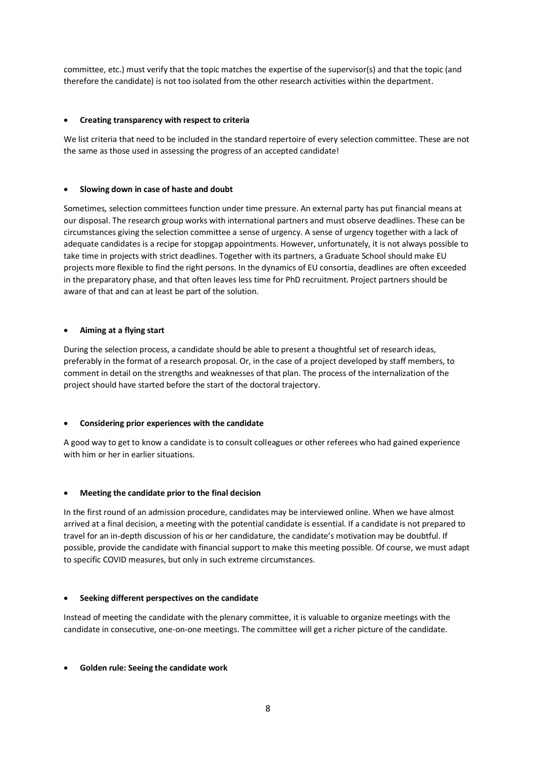committee, etc.) must verify that the topic matches the expertise of the supervisor(s) and that the topic (and therefore the candidate) is not too isolated from the other research activities within the department.

- **Creating transparency with respect to criteria**

We list criteria that need to be included in the standard repertoire of every selection committee. These are not the same as those used in assessing the progress of an accepted candidate!

- **Slowing down in case of haste and doubt**

Sometimes, selection committees function under time pressure. An external party has put financial means at our disposal. The research group works with international partners and must observe deadlines. These can be circumstances giving the selection committee a sense of urgency. A sense of urgency together with a lack of adequate candidates is a recipe for stopgap appointments. However, unfortunately, it is not always possible to take time in projects with strict deadlines. Together with its partners, a Graduate School should make EU projects more flexible to find the right persons. In the dynamics of EU consortia, deadlines are often exceeded in the preparatory phase, and that often leaves less time for PhD recruitment. Project partners should be aware of that and can at least be part of the solution.

- **Aiming at a flying start**

During the selection process, a candidate should be able to present a thoughtful set of research ideas, preferably in the format of a research proposal. Or, in the case of a project developed by staff members, to comment in detail on the strengths and weaknesses of that plan. The process of the internalization of the project should have started before the start of the doctoral trajectory.

- **Considering prior experiences with the candidate**

A good way to get to know a candidate is to consult colleagues or other referees who had gained experience with him or her in earlier situations.

- **Meeting the candidate prior to the final decision**

In the first round of an admission procedure, candidates may be interviewed online. When we have almost arrived at a final decision, a meeting with the potential candidate is essential. If a candidate is not prepared to travel for an in-depth discussion of his or her candidature, the candidate's motivation may be doubtful. If possible, provide the candidate with financial support to make this meeting possible. Of course, we must adapt to specific COVID measures, but only in such extreme circumstances.

- **Seeking different perspectives on the candidate**

Instead of meeting the candidate with the plenary committee, it is valuable to organize meetings with the candidate in consecutive, one-on-one meetings. The committee will get a richer picture of the candidate.

- **Golden rule: Seeing the candidate work**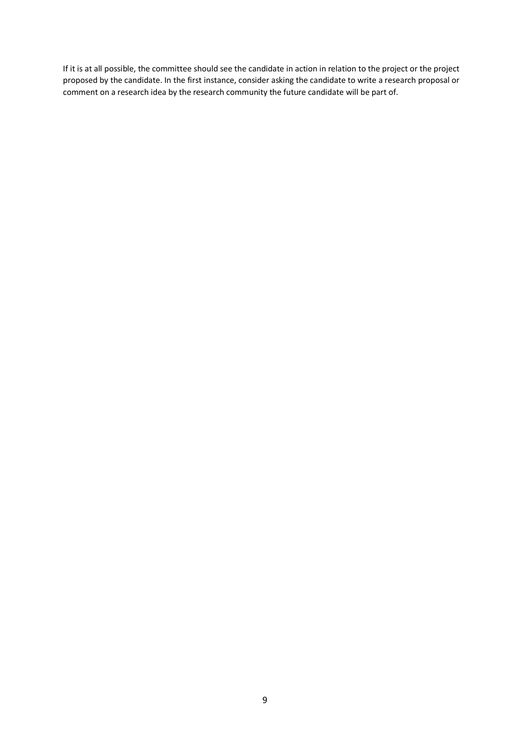If it is at all possible, the committee should see the candidate in action in relation to the project or the project proposed by the candidate. In the first instance, consider asking the candidate to write a research proposal or comment on a research idea by the research community the future candidate will be part of.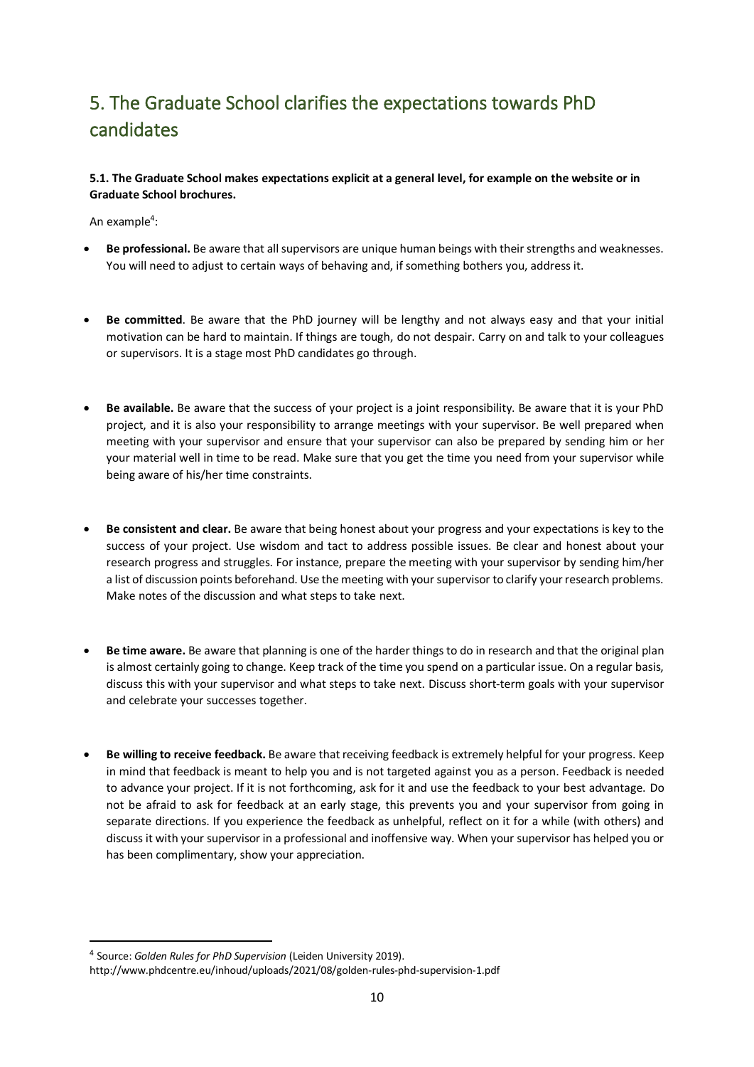# 5. The Graduate School clarifies the expectations towards PhD candidates

**5.1. The Graduate School makes expectations explicit at a general level, for example on the website or in Graduate School brochures.**

An example[4]:

- **Be professional.** Be aware that all supervisors are unique human beings with their strengths and weaknesses. You will need to adjust to certain ways of behaving and, if something bothers you, address it.
- **Be committed**. Be aware that the PhD journey will be lengthy and not always easy and that your initial motivation can be hard to maintain. If things are tough, do not despair. Carry on and talk to your colleagues or supervisors. It is a stage most PhD candidates go through.
- **Be available.** Be aware that the success of your project is a joint responsibility. Be aware that it is your PhD project, and it is also your responsibility to arrange meetings with your supervisor. Be well prepared when meeting with your supervisor and ensure that your supervisor can also be prepared by sending him or her your material well in time to be read. Make sure that you get the time you need from your supervisor while being aware of his/her time constraints.
- **Be consistent and clear.** Be aware that being honest about your progress and your expectations is key to the success of your project. Use wisdom and tact to address possible issues. Be clear and honest about your research progress and struggles. For instance, prepare the meeting with your supervisor by sending him/her a list of discussion points beforehand. Use the meeting with your supervisor to clarify your research problems. Make notes of the discussion and what steps to take next.
- **Be time aware.** Be aware that planning is one of the harder things to do in research and that the original plan is almost certainly going to change. Keep track of the time you spend on a particular issue. On a regular basis, discuss this with your supervisor and what steps to take next. Discuss short-term goals with your supervisor and celebrate your successes together.
- **Be willing to receive feedback.** Be aware that receiving feedback is extremely helpful for your progress. Keep in mind that feedback is meant to help you and is not targeted against you as a person. Feedback is needed to advance your project. If it is not forthcoming, ask for it and use the feedback to your best advantage. Do not be afraid to ask for feedback at an early stage, this prevents you and your supervisor from going in separate directions. If you experience the feedback as unhelpful, reflect on it for a while (with others) and discuss it with your supervisor in a professional and inoffensive way. When your supervisor has helped you or has been complimentary, show your appreciation.

---

[4] Source: *Golden Rules for PhD Supervision* (Leiden University 2019).
http://www.phdcentre.eu/inhoud/uploads/2021/08/golden-rules-phd-supervision-1.pdf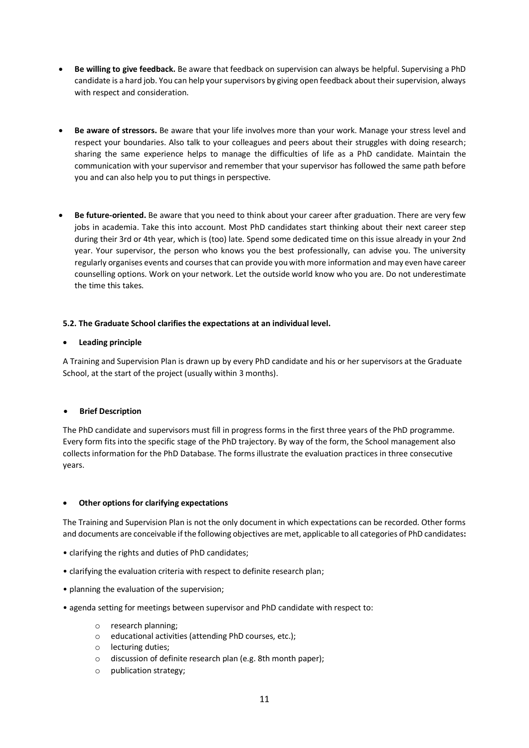- **Be willing to give feedback.** Be aware that feedback on supervision can always be helpful. Supervising a PhD candidate is a hard job. You can help your supervisors by giving open feedback about their supervision, always with respect and consideration.

- **Be aware of stressors.** Be aware that your life involves more than your work. Manage your stress level and respect your boundaries. Also talk to your colleagues and peers about their struggles with doing research; sharing the same experience helps to manage the difficulties of life as a PhD candidate. Maintain the communication with your supervisor and remember that your supervisor has followed the same path before you and can also help you to put things in perspective.

- **Be future-oriented.** Be aware that you need to think about your career after graduation. There are very few jobs in academia. Take this into account. Most PhD candidates start thinking about their next career step during their 3rd or 4th year, which is (too) late. Spend some dedicated time on this issue already in your 2nd year. Your supervisor, the person who knows you the best professionally, can advise you. The university regularly organises events and courses that can provide you with more information and may even have career counselling options. Work on your network. Let the outside world know who you are. Do not underestimate the time this takes.

#### 5.2. The Graduate School clarifies the expectations at an individual level.

- **Leading principle**

A Training and Supervision Plan is drawn up by every PhD candidate and his or her supervisors at the Graduate School, at the start of the project (usually within 3 months).

- **Brief Description**

The PhD candidate and supervisors must fill in progress forms in the first three years of the PhD programme. Every form fits into the specific stage of the PhD trajectory. By way of the form, the School management also collects information for the PhD Database. The forms illustrate the evaluation practices in three consecutive years.

- **Other options for clarifying expectations**

The Training and Supervision Plan is not the only document in which expectations can be recorded. Other forms and documents are conceivable if the following objectives are met, applicable to all categories of PhD candidates**:**

- clarifying the rights and duties of PhD candidates;
- clarifying the evaluation criteria with respect to definite research plan;
- planning the evaluation of the supervision;
- agenda setting for meetings between supervisor and PhD candidate with respect to:
    - research planning;
    - educational activities (attending PhD courses, etc.);
    - lecturing duties;
    - discussion of definite research plan (e.g. 8th month paper);
    - publication strategy;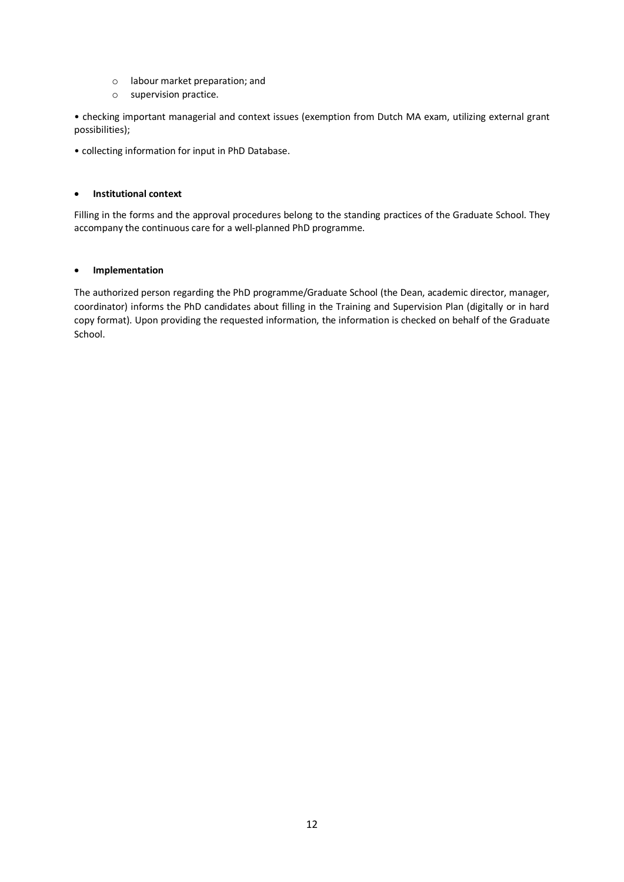- labour market preparation; and
    - supervision practice.

• checking important managerial and context issues (exemption from Dutch MA exam, utilizing external grant possibilities);

• collecting information for input in PhD Database.

- **Institutional context**

Filling in the forms and the approval procedures belong to the standing practices of the Graduate School. They accompany the continuous care for a well-planned PhD programme.

- **Implementation**

The authorized person regarding the PhD programme/Graduate School (the Dean, academic director, manager, coordinator) informs the PhD candidates about filling in the Training and Supervision Plan (digitally or in hard copy format). Upon providing the requested information, the information is checked on behalf of the Graduate School.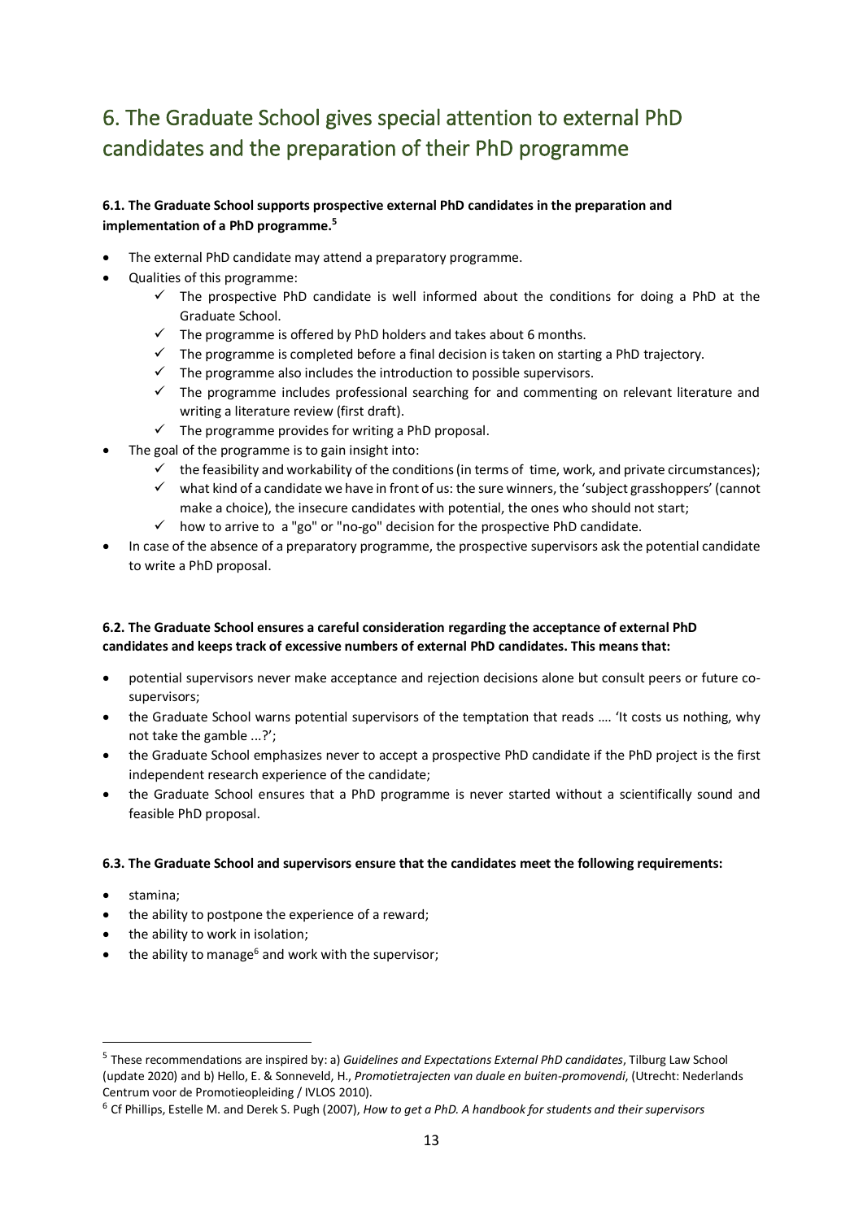# 6. The Graduate School gives special attention to external PhD candidates and the preparation of their PhD programme

**6.1. The Graduate School supports prospective external PhD candidates in the preparation and implementation of a PhD programme.[5]**

- The external PhD candidate may attend a preparatory programme.
- Qualities of this programme:
  - ✓ The prospective PhD candidate is well informed about the conditions for doing a PhD at the Graduate School.
  - ✓ The programme is offered by PhD holders and takes about 6 months.
  - ✓ The programme is completed before a final decision is taken on starting a PhD trajectory.
  - ✓ The programme also includes the introduction to possible supervisors.
  - ✓ The programme includes professional searching for and commenting on relevant literature and writing a literature review (first draft).
  - ✓ The programme provides for writing a PhD proposal.
- The goal of the programme is to gain insight into:
  - ✓ the feasibility and workability of the conditions (in terms of time, work, and private circumstances);
  - ✓ what kind of a candidate we have in front of us: the sure winners, the 'subject grasshoppers' (cannot make a choice), the insecure candidates with potential, the ones who should not start;
  - ✓ how to arrive to a "go" or "no-go" decision for the prospective PhD candidate.
- In case of the absence of a preparatory programme, the prospective supervisors ask the potential candidate to write a PhD proposal.

**6.2. The Graduate School ensures a careful consideration regarding the acceptance of external PhD candidates and keeps track of excessive numbers of external PhD candidates. This means that:**

- potential supervisors never make acceptance and rejection decisions alone but consult peers or future co-supervisors;
- the Graduate School warns potential supervisors of the temptation that reads .... 'It costs us nothing, why not take the gamble ...?';
- the Graduate School emphasizes never to accept a prospective PhD candidate if the PhD project is the first independent research experience of the candidate;
- the Graduate School ensures that a PhD programme is never started without a scientifically sound and feasible PhD proposal.

**6.3. The Graduate School and supervisors ensure that the candidates meet the following requirements:**

- stamina;
- the ability to postpone the experience of a reward;
- the ability to work in isolation;
- the ability to manage[6] and work with the supervisor;

---

[5] These recommendations are inspired by: a) *Guidelines and Expectations External PhD candidates*, Tilburg Law School (update 2020) and b) Hello, E. & Sonneveld, H., *Promotietrajecten van duale en buiten-promovendi*, (Utrecht: Nederlands Centrum voor de Promotieopleiding / IVLOS 2010).

[6] Cf Phillips, Estelle M. and Derek S. Pugh (2007), *How to get a PhD. A handbook for students and their supervisors*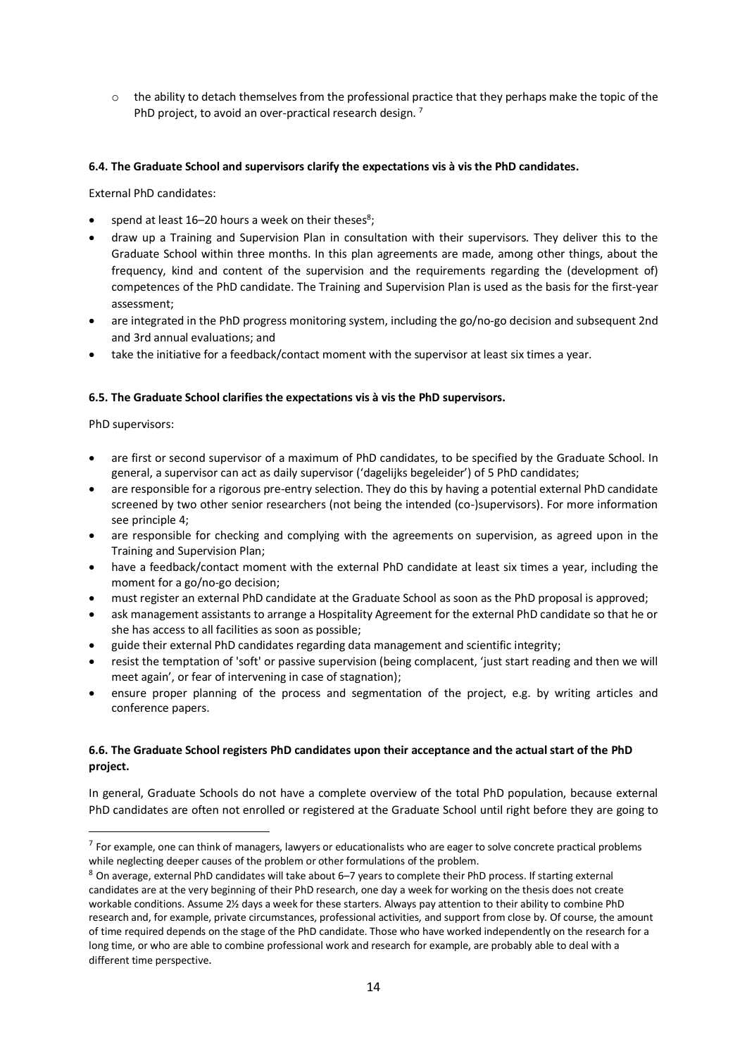- the ability to detach themselves from the professional practice that they perhaps make the topic of the PhD project, to avoid an over-practical research design. [7]

### 6.4. The Graduate School and supervisors clarify the expectations vis à vis the PhD candidates.

External PhD candidates:

- spend at least 16–20 hours a week on their theses[8];
- draw up a Training and Supervision Plan in consultation with their supervisors. They deliver this to the Graduate School within three months. In this plan agreements are made, among other things, about the frequency, kind and content of the supervision and the requirements regarding the (development of) competences of the PhD candidate. The Training and Supervision Plan is used as the basis for the first-year assessment;
- are integrated in the PhD progress monitoring system, including the go/no-go decision and subsequent 2nd and 3rd annual evaluations; and
- take the initiative for a feedback/contact moment with the supervisor at least six times a year.

### 6.5. The Graduate School clarifies the expectations vis à vis the PhD supervisors.

PhD supervisors:

- are first or second supervisor of a maximum of PhD candidates, to be specified by the Graduate School. In general, a supervisor can act as daily supervisor ('dagelijks begeleider') of 5 PhD candidates;
- are responsible for a rigorous pre-entry selection. They do this by having a potential external PhD candidate screened by two other senior researchers (not being the intended (co-)supervisors). For more information see principle 4;
- are responsible for checking and complying with the agreements on supervision, as agreed upon in the Training and Supervision Plan;
- have a feedback/contact moment with the external PhD candidate at least six times a year, including the moment for a go/no-go decision;
- must register an external PhD candidate at the Graduate School as soon as the PhD proposal is approved;
- ask management assistants to arrange a Hospitality Agreement for the external PhD candidate so that he or she has access to all facilities as soon as possible;
- guide their external PhD candidates regarding data management and scientific integrity;
- resist the temptation of 'soft' or passive supervision (being complacent, 'just start reading and then we will meet again', or fear of intervening in case of stagnation);
- ensure proper planning of the process and segmentation of the project, e.g. by writing articles and conference papers.

### 6.6. The Graduate School registers PhD candidates upon their acceptance and the actual start of the PhD project.

In general, Graduate Schools do not have a complete overview of the total PhD population, because external PhD candidates are often not enrolled or registered at the Graduate School until right before they are going to

---

[7] For example, one can think of managers, lawyers or educationalists who are eager to solve concrete practical problems while neglecting deeper causes of the problem or other formulations of the problem.

[8] On average, external PhD candidates will take about 6–7 years to complete their PhD process. If starting external candidates are at the very beginning of their PhD research, one day a week for working on the thesis does not create workable conditions. Assume 2½ days a week for these starters. Always pay attention to their ability to combine PhD research and, for example, private circumstances, professional activities, and support from close by. Of course, the amount of time required depends on the stage of the PhD candidate. Those who have worked independently on the research for a long time, or who are able to combine professional work and research for example, are probably able to deal with a different time perspective.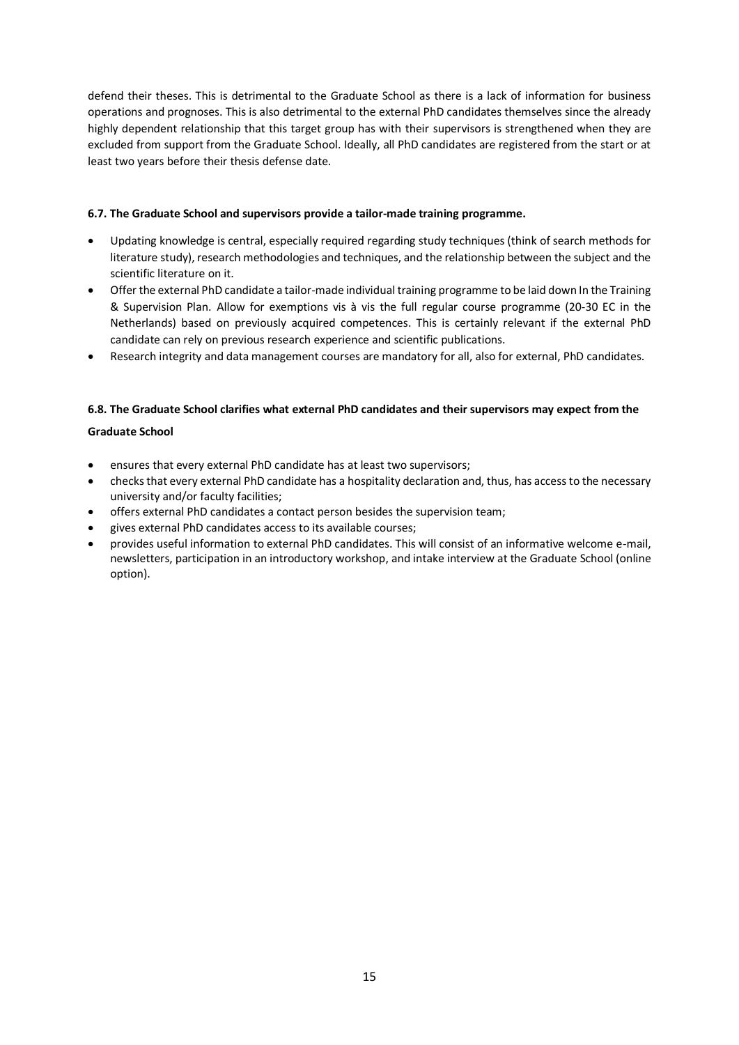defend their theses. This is detrimental to the Graduate School as there is a lack of information for business operations and prognoses. This is also detrimental to the external PhD candidates themselves since the already highly dependent relationship that this target group has with their supervisors is strengthened when they are excluded from support from the Graduate School. Ideally, all PhD candidates are registered from the start or at least two years before their thesis defense date.

### 6.7. The Graduate School and supervisors provide a tailor-made training programme.

- Updating knowledge is central, especially required regarding study techniques (think of search methods for literature study), research methodologies and techniques, and the relationship between the subject and the scientific literature on it.
- Offer the external PhD candidate a tailor-made individual training programme to be laid down In the Training & Supervision Plan. Allow for exemptions vis à vis the full regular course programme (20-30 EC in the Netherlands) based on previously acquired competences. This is certainly relevant if the external PhD candidate can rely on previous research experience and scientific publications.
- Research integrity and data management courses are mandatory for all, also for external, PhD candidates.

### 6.8. The Graduate School clarifies what external PhD candidates and their supervisors may expect from the Graduate School

- ensures that every external PhD candidate has at least two supervisors;
- checks that every external PhD candidate has a hospitality declaration and, thus, has access to the necessary university and/or faculty facilities;
- offers external PhD candidates a contact person besides the supervision team;
- gives external PhD candidates access to its available courses;
- provides useful information to external PhD candidates. This will consist of an informative welcome e-mail, newsletters, participation in an introductory workshop, and intake interview at the Graduate School (online option).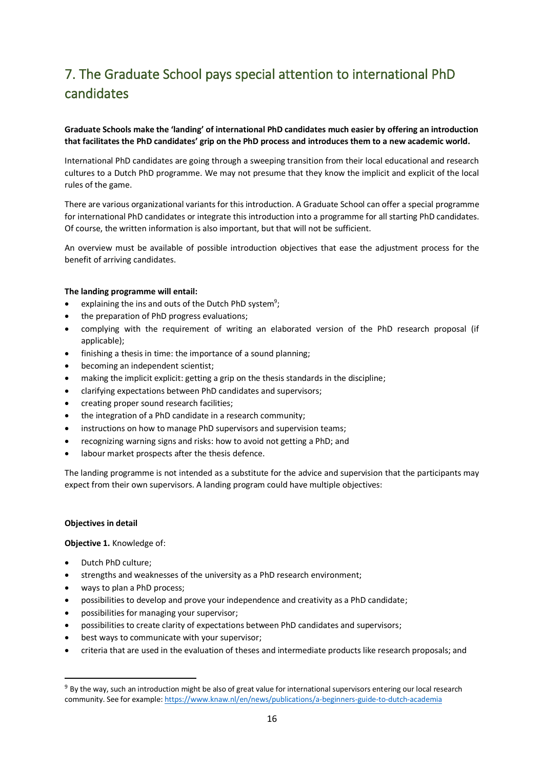# 7. The Graduate School pays special attention to international PhD candidates

**Graduate Schools make the 'landing' of international PhD candidates much easier by offering an introduction that facilitates the PhD candidates' grip on the PhD process and introduces them to a new academic world.**

International PhD candidates are going through a sweeping transition from their local educational and research cultures to a Dutch PhD programme. We may not presume that they know the implicit and explicit of the local rules of the game.

There are various organizational variants for this introduction. A Graduate School can offer a special programme for international PhD candidates or integrate this introduction into a programme for all starting PhD candidates. Of course, the written information is also important, but that will not be sufficient.

An overview must be available of possible introduction objectives that ease the adjustment process for the benefit of arriving candidates.

**The landing programme will entail:**

- explaining the ins and outs of the Dutch PhD system[9];
- the preparation of PhD progress evaluations;
- complying with the requirement of writing an elaborated version of the PhD research proposal (if applicable);
- finishing a thesis in time: the importance of a sound planning;
- becoming an independent scientist;
- making the implicit explicit: getting a grip on the thesis standards in the discipline;
- clarifying expectations between PhD candidates and supervisors;
- creating proper sound research facilities;
- the integration of a PhD candidate in a research community;
- instructions on how to manage PhD supervisors and supervision teams;
- recognizing warning signs and risks: how to avoid not getting a PhD; and
- labour market prospects after the thesis defence.

The landing programme is not intended as a substitute for the advice and supervision that the participants may expect from their own supervisors. A landing program could have multiple objectives:

**Objectives in detail**

**Objective 1.** Knowledge of:

- Dutch PhD culture;
- strengths and weaknesses of the university as a PhD research environment;
- ways to plan a PhD process;
- possibilities to develop and prove your independence and creativity as a PhD candidate;
- possibilities for managing your supervisor;
- possibilities to create clarity of expectations between PhD candidates and supervisors;
- best ways to communicate with your supervisor;
- criteria that are used in the evaluation of theses and intermediate products like research proposals; and

[9] By the way, such an introduction might be also of great value for international supervisors entering our local research community. See for example: https://www.knaw.nl/en/news/publications/a-beginners-guide-to-dutch-academia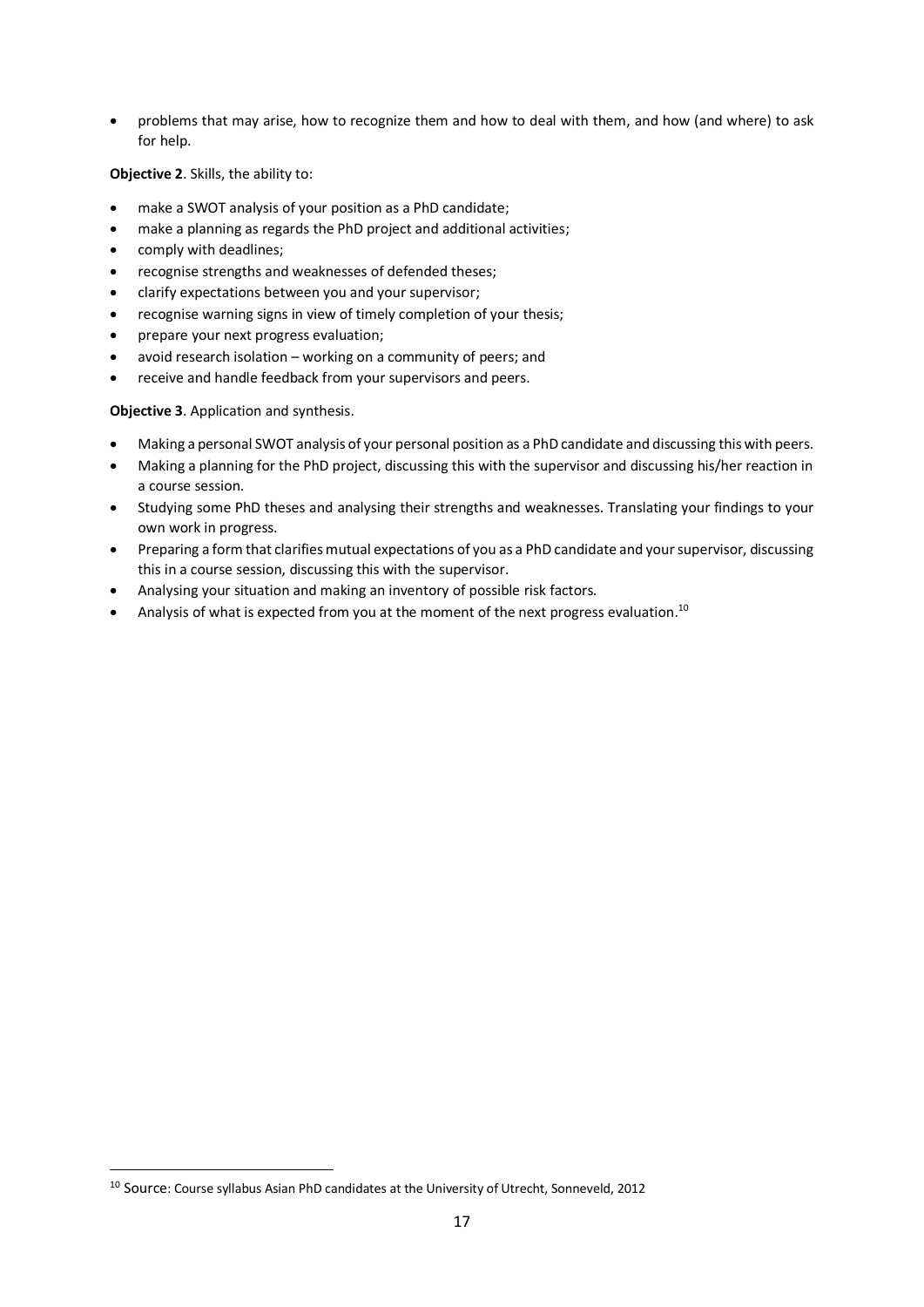- problems that may arise, how to recognize them and how to deal with them, and how (and where) to ask for help.

**Objective 2**. Skills, the ability to:

- make a SWOT analysis of your position as a PhD candidate;
- make a planning as regards the PhD project and additional activities;
- comply with deadlines;
- recognise strengths and weaknesses of defended theses;
- clarify expectations between you and your supervisor;
- recognise warning signs in view of timely completion of your thesis;
- prepare your next progress evaluation;
- avoid research isolation – working on a community of peers; and
- receive and handle feedback from your supervisors and peers.

**Objective 3**. Application and synthesis.

- Making a personal SWOT analysis of your personal position as a PhD candidate and discussing this with peers.
- Making a planning for the PhD project, discussing this with the supervisor and discussing his/her reaction in a course session.
- Studying some PhD theses and analysing their strengths and weaknesses. Translating your findings to your own work in progress.
- Preparing a form that clarifies mutual expectations of you as a PhD candidate and your supervisor, discussing this in a course session, discussing this with the supervisor.
- Analysing your situation and making an inventory of possible risk factors.
- Analysis of what is expected from you at the moment of the next progress evaluation.[10]

[10] Source: Course syllabus Asian PhD candidates at the University of Utrecht, Sonneveld, 2012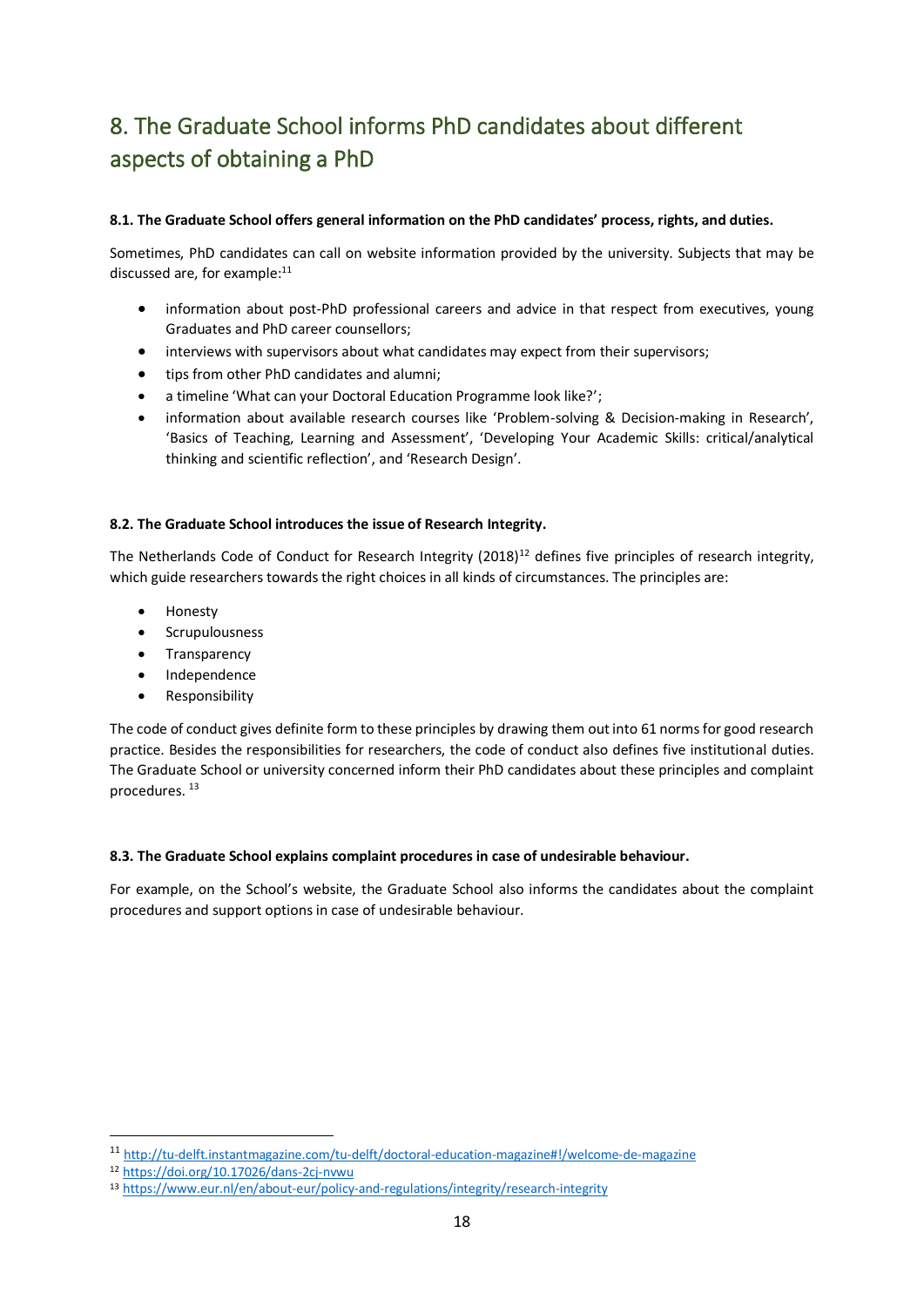# 8. The Graduate School informs PhD candidates about different aspects of obtaining a PhD

**8.1. The Graduate School offers general information on the PhD candidates' process, rights, and duties.**

Sometimes, PhD candidates can call on website information provided by the university. Subjects that may be discussed are, for example:[11]

- information about post-PhD professional careers and advice in that respect from executives, young Graduates and PhD career counsellors;
- interviews with supervisors about what candidates may expect from their supervisors;
- tips from other PhD candidates and alumni;
- a timeline 'What can your Doctoral Education Programme look like?';
- information about available research courses like 'Problem-solving & Decision-making in Research', 'Basics of Teaching, Learning and Assessment', 'Developing Your Academic Skills: critical/analytical thinking and scientific reflection', and 'Research Design'.

**8.2. The Graduate School introduces the issue of Research Integrity.**

The Netherlands Code of Conduct for Research Integrity (2018)[12] defines five principles of research integrity, which guide researchers towards the right choices in all kinds of circumstances. The principles are:

- Honesty
- Scrupulousness
- Transparency
- Independence
- Responsibility

The code of conduct gives definite form to these principles by drawing them out into 61 norms for good research practice. Besides the responsibilities for researchers, the code of conduct also defines five institutional duties. The Graduate School or university concerned inform their PhD candidates about these principles and complaint procedures. [13]

**8.3. The Graduate School explains complaint procedures in case of undesirable behaviour.**

For example, on the School's website, the Graduate School also informs the candidates about the complaint procedures and support options in case of undesirable behaviour.

---

[11] http://tu-delft.instantmagazine.com/tu-delft/doctoral-education-magazine#!/welcome-de-magazine

[12] https://doi.org/10.17026/dans-2cj-nvwu

[13] https://www.eur.nl/en/about-eur/policy-and-regulations/integrity/research-integrity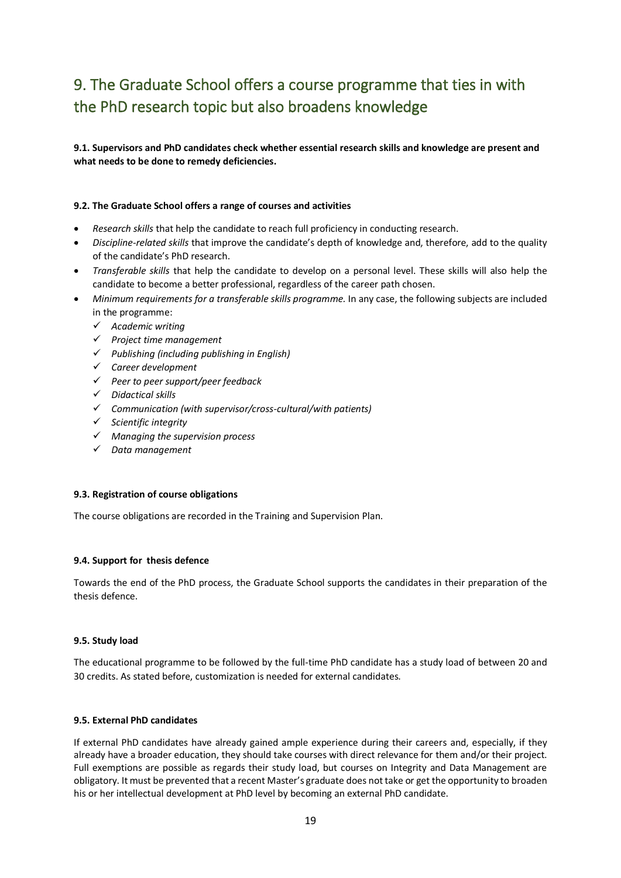# 9. The Graduate School offers a course programme that ties in with the PhD research topic but also broadens knowledge

**9.1. Supervisors and PhD candidates check whether essential research skills and knowledge are present and what needs to be done to remedy deficiencies.**

**9.2. The Graduate School offers a range of courses and activities**

- *Research skills* that help the candidate to reach full proficiency in conducting research.
- *Discipline-related skills* that improve the candidate's depth of knowledge and, therefore, add to the quality of the candidate's PhD research.
- *Transferable skills* that help the candidate to develop on a personal level. These skills will also help the candidate to become a better professional, regardless of the career path chosen.
- *Minimum requirements for a transferable skills programme.* In any case, the following subjects are included in the programme:
  - ✓ *Academic writing*
  - ✓ *Project time management*
  - ✓ *Publishing (including publishing in English)*
  - ✓ *Career development*
  - ✓ *Peer to peer support/peer feedback*
  - ✓ *Didactical skills*
  - ✓ *Communication (with supervisor/cross-cultural/with patients)*
  - ✓ *Scientific integrity*
  - ✓ *Managing the supervision process*
  - ✓ *Data management*

**9.3. Registration of course obligations**

The course obligations are recorded in the Training and Supervision Plan.

**9.4. Support for thesis defence**

Towards the end of the PhD process, the Graduate School supports the candidates in their preparation of the thesis defence.

**9.5. Study load**

The educational programme to be followed by the full-time PhD candidate has a study load of between 20 and 30 credits. As stated before, customization is needed for external candidates.

**9.5. External PhD candidates**

If external PhD candidates have already gained ample experience during their careers and, especially, if they already have a broader education, they should take courses with direct relevance for them and/or their project. Full exemptions are possible as regards their study load, but courses on Integrity and Data Management are obligatory. It must be prevented that a recent Master's graduate does not take or get the opportunity to broaden his or her intellectual development at PhD level by becoming an external PhD candidate.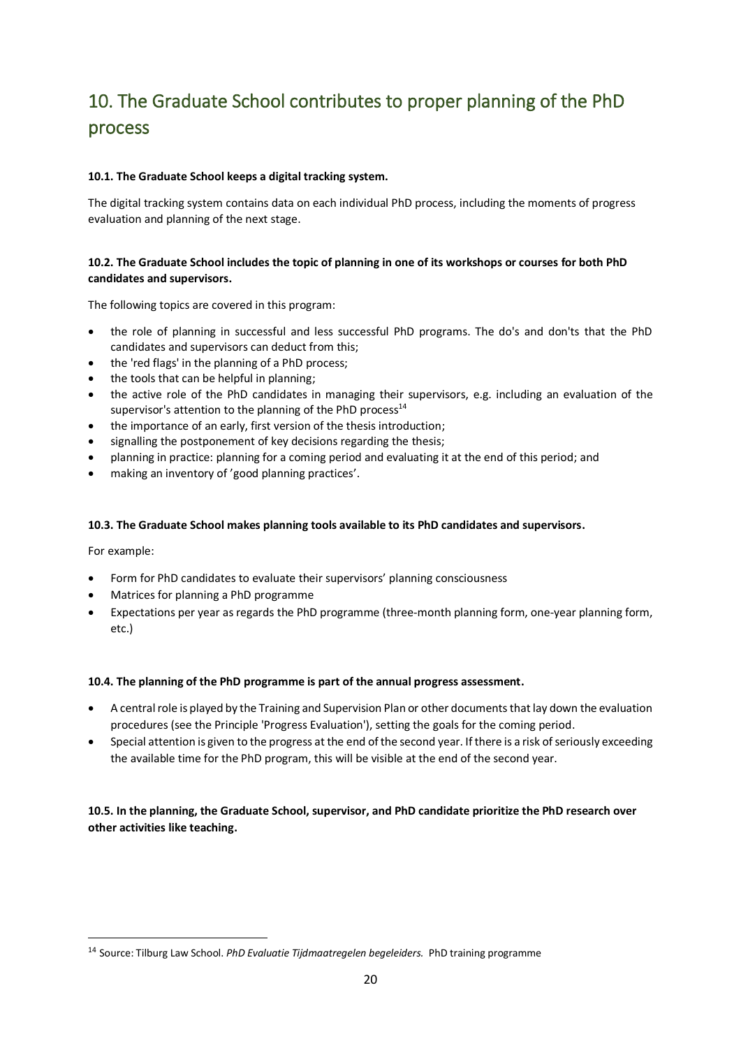# 10. The Graduate School contributes to proper planning of the PhD process

**10.1. The Graduate School keeps a digital tracking system.**

The digital tracking system contains data on each individual PhD process, including the moments of progress evaluation and planning of the next stage.

**10.2. The Graduate School includes the topic of planning in one of its workshops or courses for both PhD candidates and supervisors.**

The following topics are covered in this program:

- the role of planning in successful and less successful PhD programs. The do's and don'ts that the PhD candidates and supervisors can deduct from this;
- the 'red flags' in the planning of a PhD process;
- the tools that can be helpful in planning;
- the active role of the PhD candidates in managing their supervisors, e.g. including an evaluation of the supervisor's attention to the planning of the PhD process[14]
- the importance of an early, first version of the thesis introduction;
- signalling the postponement of key decisions regarding the thesis;
- planning in practice: planning for a coming period and evaluating it at the end of this period; and
- making an inventory of 'good planning practices'.

**10.3. The Graduate School makes planning tools available to its PhD candidates and supervisors.**

For example:

- Form for PhD candidates to evaluate their supervisors' planning consciousness
- Matrices for planning a PhD programme
- Expectations per year as regards the PhD programme (three-month planning form, one-year planning form, etc.)

**10.4. The planning of the PhD programme is part of the annual progress assessment.**

- A central role is played by the Training and Supervision Plan or other documents that lay down the evaluation procedures (see the Principle 'Progress Evaluation'), setting the goals for the coming period.
- Special attention is given to the progress at the end of the second year. If there is a risk of seriously exceeding the available time for the PhD program, this will be visible at the end of the second year.

**10.5. In the planning, the Graduate School, supervisor, and PhD candidate prioritize the PhD research over other activities like teaching.**

---

[14] Source: Tilburg Law School. *PhD Evaluatie Tijdmaatregelen begeleiders.* PhD training programme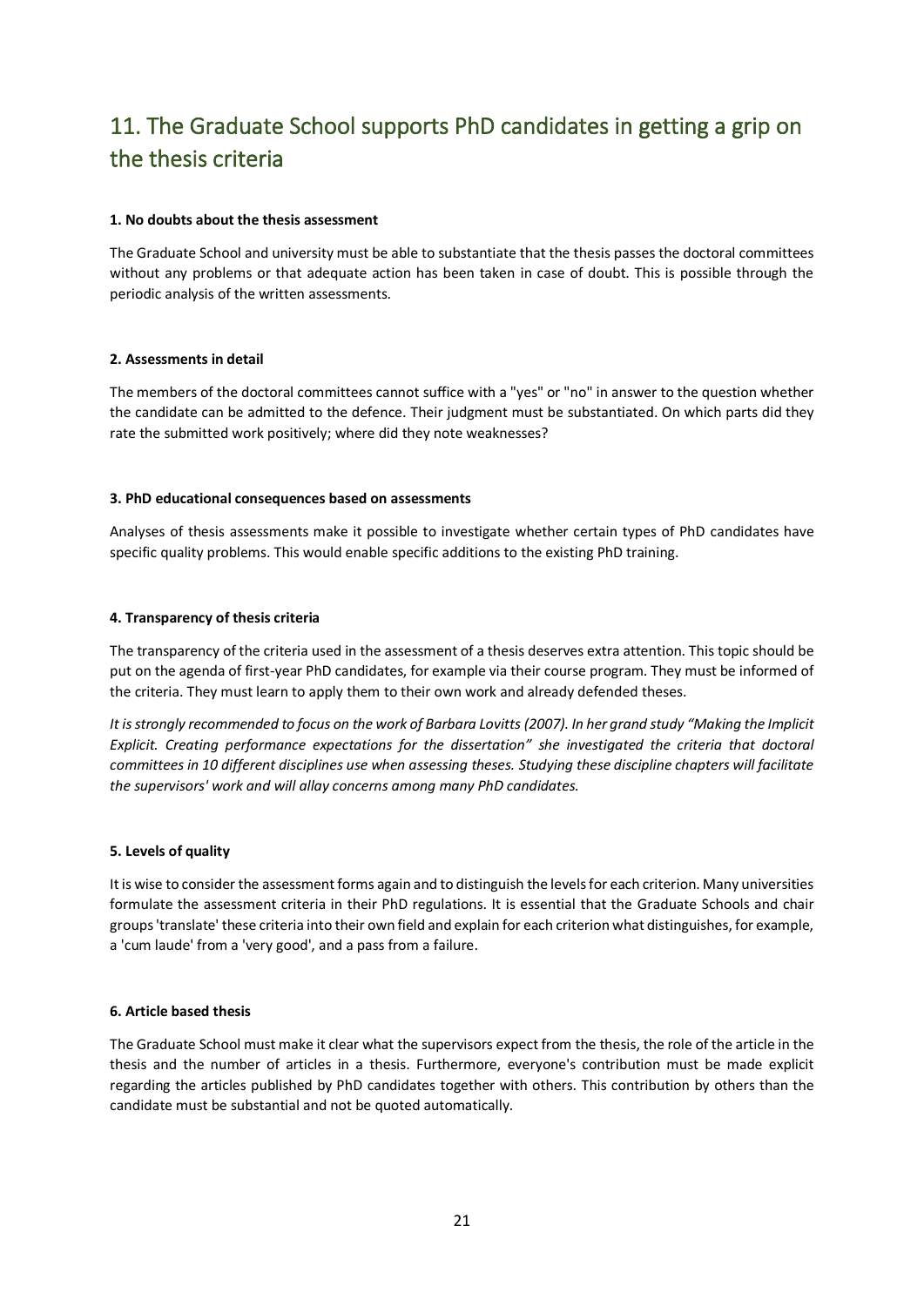## 11. The Graduate School supports PhD candidates in getting a grip on the thesis criteria

**1. No doubts about the thesis assessment**

The Graduate School and university must be able to substantiate that the thesis passes the doctoral committees without any problems or that adequate action has been taken in case of doubt. This is possible through the periodic analysis of the written assessments.

**2. Assessments in detail**

The members of the doctoral committees cannot suffice with a "yes" or "no" in answer to the question whether the candidate can be admitted to the defence. Their judgment must be substantiated. On which parts did they rate the submitted work positively; where did they note weaknesses?

**3. PhD educational consequences based on assessments**

Analyses of thesis assessments make it possible to investigate whether certain types of PhD candidates have specific quality problems. This would enable specific additions to the existing PhD training.

**4. Transparency of thesis criteria**

The transparency of the criteria used in the assessment of a thesis deserves extra attention. This topic should be put on the agenda of first-year PhD candidates, for example via their course program. They must be informed of the criteria. They must learn to apply them to their own work and already defended theses.

*It is strongly recommended to focus on the work of Barbara Lovitts (2007). In her grand study "Making the Implicit Explicit. Creating performance expectations for the dissertation" she investigated the criteria that doctoral committees in 10 different disciplines use when assessing theses. Studying these discipline chapters will facilitate the supervisors' work and will allay concerns among many PhD candidates.*

**5. Levels of quality**

It is wise to consider the assessment forms again and to distinguish the levels for each criterion. Many universities formulate the assessment criteria in their PhD regulations. It is essential that the Graduate Schools and chair groups 'translate' these criteria into their own field and explain for each criterion what distinguishes, for example, a 'cum laude' from a 'very good', and a pass from a failure.

**6. Article based thesis**

The Graduate School must make it clear what the supervisors expect from the thesis, the role of the article in the thesis and the number of articles in a thesis. Furthermore, everyone's contribution must be made explicit regarding the articles published by PhD candidates together with others. This contribution by others than the candidate must be substantial and not be quoted automatically.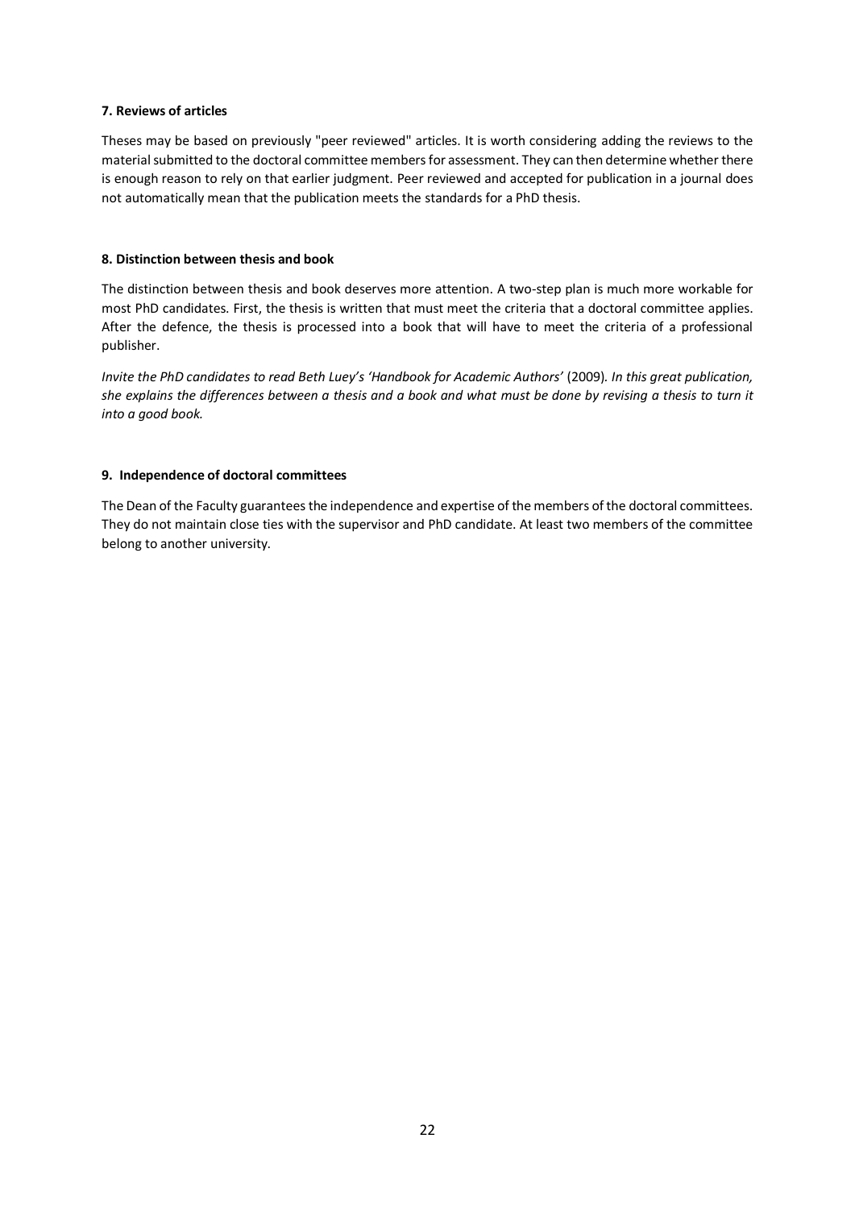**7. Reviews of articles**

Theses may be based on previously "peer reviewed" articles. It is worth considering adding the reviews to the material submitted to the doctoral committee members for assessment. They can then determine whether there is enough reason to rely on that earlier judgment. Peer reviewed and accepted for publication in a journal does not automatically mean that the publication meets the standards for a PhD thesis.

**8. Distinction between thesis and book**

The distinction between thesis and book deserves more attention. A two-step plan is much more workable for most PhD candidates. First, the thesis is written that must meet the criteria that a doctoral committee applies. After the defence, the thesis is processed into a book that will have to meet the criteria of a professional publisher.

*Invite the PhD candidates to read Beth Luey's 'Handbook for Academic Authors'* (2009)*. In this great publication, she explains the differences between a thesis and a book and what must be done by revising a thesis to turn it into a good book.*

**9. Independence of doctoral committees**

The Dean of the Faculty guarantees the independence and expertise of the members of the doctoral committees. They do not maintain close ties with the supervisor and PhD candidate. At least two members of the committee belong to another university.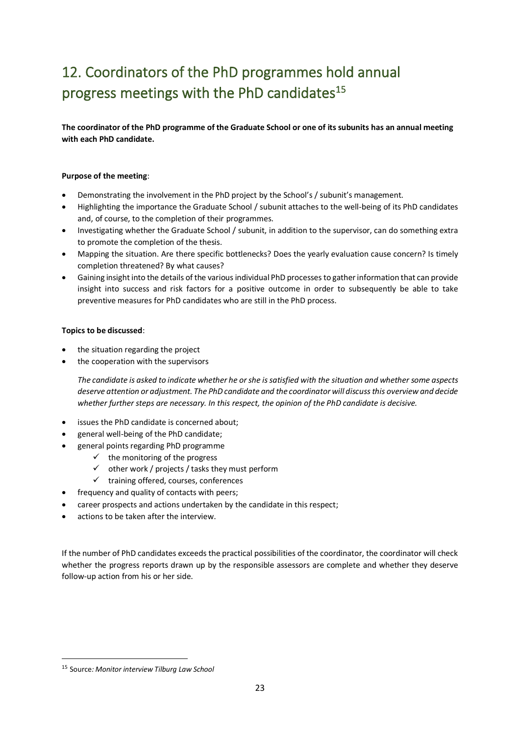# 12. Coordinators of the PhD programmes hold annual progress meetings with the PhD candidates[15]

**The coordinator of the PhD programme of the Graduate School or one of its subunits has an annual meeting with each PhD candidate.**

**Purpose of the meeting**:

- Demonstrating the involvement in the PhD project by the School's / subunit's management.
- Highlighting the importance the Graduate School / subunit attaches to the well-being of its PhD candidates and, of course, to the completion of their programmes.
- Investigating whether the Graduate School / subunit, in addition to the supervisor, can do something extra to promote the completion of the thesis.
- Mapping the situation. Are there specific bottlenecks? Does the yearly evaluation cause concern? Is timely completion threatened? By what causes?
- Gaining insight into the details of the various individual PhD processes to gather information that can provide insight into success and risk factors for a positive outcome in order to subsequently be able to take preventive measures for PhD candidates who are still in the PhD process.

**Topics to be discussed**:

- the situation regarding the project
- the cooperation with the supervisors

  *The candidate is asked to indicate whether he or she is satisfied with the situation and whether some aspects deserve attention or adjustment. The PhD candidate and the coordinator will discuss this overview and decide whether further steps are necessary. In this respect, the opinion of the PhD candidate is decisive.*

- issues the PhD candidate is concerned about;
- general well-being of the PhD candidate;
- general points regarding PhD programme
  - ✓ the monitoring of the progress
  - ✓ other work / projects / tasks they must perform
  - ✓ training offered, courses, conferences
- frequency and quality of contacts with peers;
- career prospects and actions undertaken by the candidate in this respect;
- actions to be taken after the interview.

If the number of PhD candidates exceeds the practical possibilities of the coordinator, the coordinator will check whether the progress reports drawn up by the responsible assessors are complete and whether they deserve follow-up action from his or her side.

[15] Source*: Monitor interview Tilburg Law School*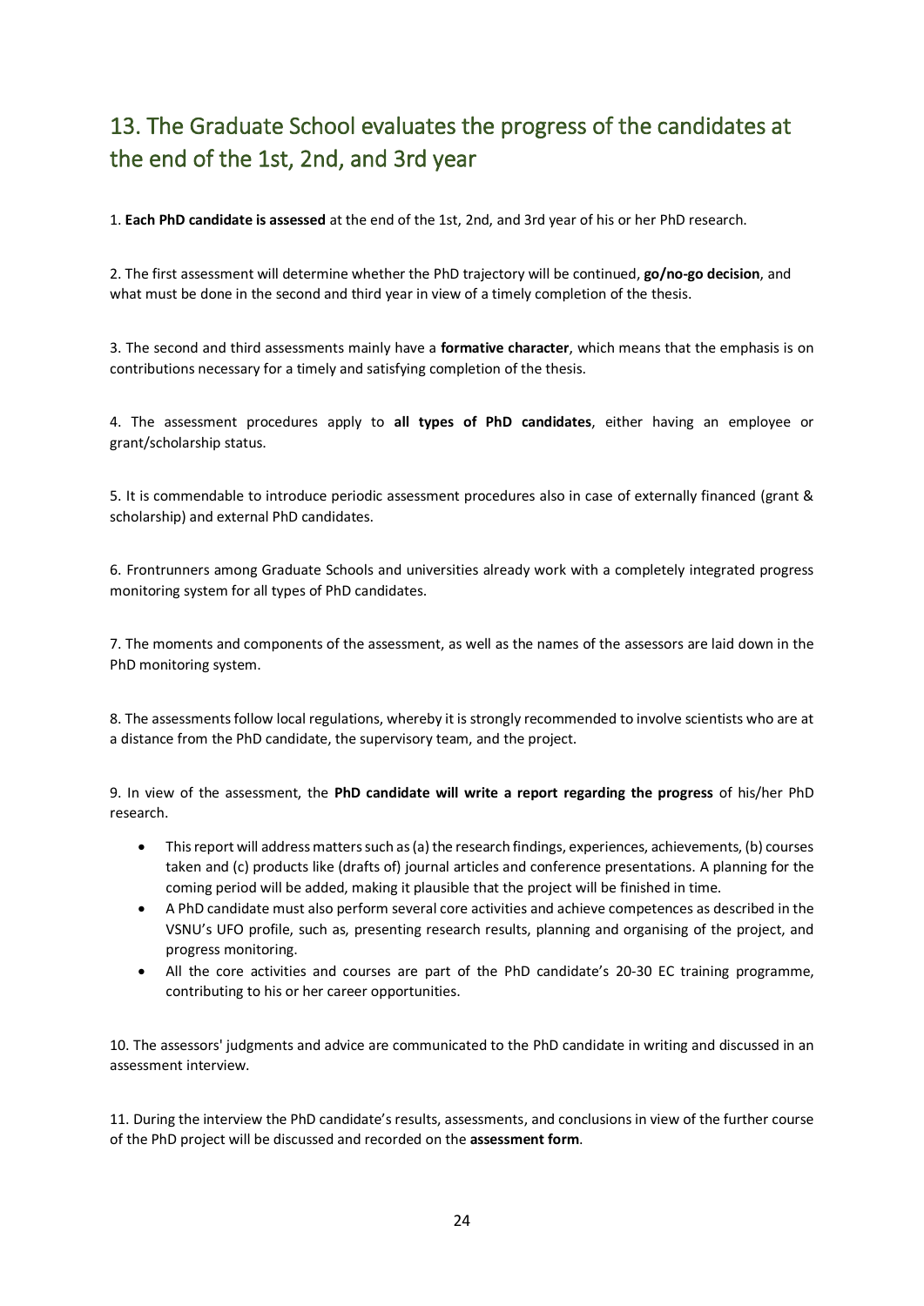## 13. The Graduate School evaluates the progress of the candidates at the end of the 1st, 2nd, and 3rd year

1. **Each PhD candidate is assessed** at the end of the 1st, 2nd, and 3rd year of his or her PhD research.

2. The first assessment will determine whether the PhD trajectory will be continued, **go/no-go decision**, and what must be done in the second and third year in view of a timely completion of the thesis.

3. The second and third assessments mainly have a **formative character**, which means that the emphasis is on contributions necessary for a timely and satisfying completion of the thesis.

4. The assessment procedures apply to **all types of PhD candidates**, either having an employee or grant/scholarship status.

5. It is commendable to introduce periodic assessment procedures also in case of externally financed (grant & scholarship) and external PhD candidates.

6. Frontrunners among Graduate Schools and universities already work with a completely integrated progress monitoring system for all types of PhD candidates.

7. The moments and components of the assessment, as well as the names of the assessors are laid down in the PhD monitoring system.

8. The assessments follow local regulations, whereby it is strongly recommended to involve scientists who are at a distance from the PhD candidate, the supervisory team, and the project.

9. In view of the assessment, the **PhD candidate will write a report regarding the progress** of his/her PhD research.

- This report will address matters such as (a) the research findings, experiences, achievements, (b) courses taken and (c) products like (drafts of) journal articles and conference presentations. A planning for the coming period will be added, making it plausible that the project will be finished in time.
- A PhD candidate must also perform several core activities and achieve competences as described in the VSNU's UFO profile, such as, presenting research results, planning and organising of the project, and progress monitoring.
- All the core activities and courses are part of the PhD candidate's 20-30 EC training programme, contributing to his or her career opportunities.

10. The assessors' judgments and advice are communicated to the PhD candidate in writing and discussed in an assessment interview.

11. During the interview the PhD candidate's results, assessments, and conclusions in view of the further course of the PhD project will be discussed and recorded on the **assessment form**.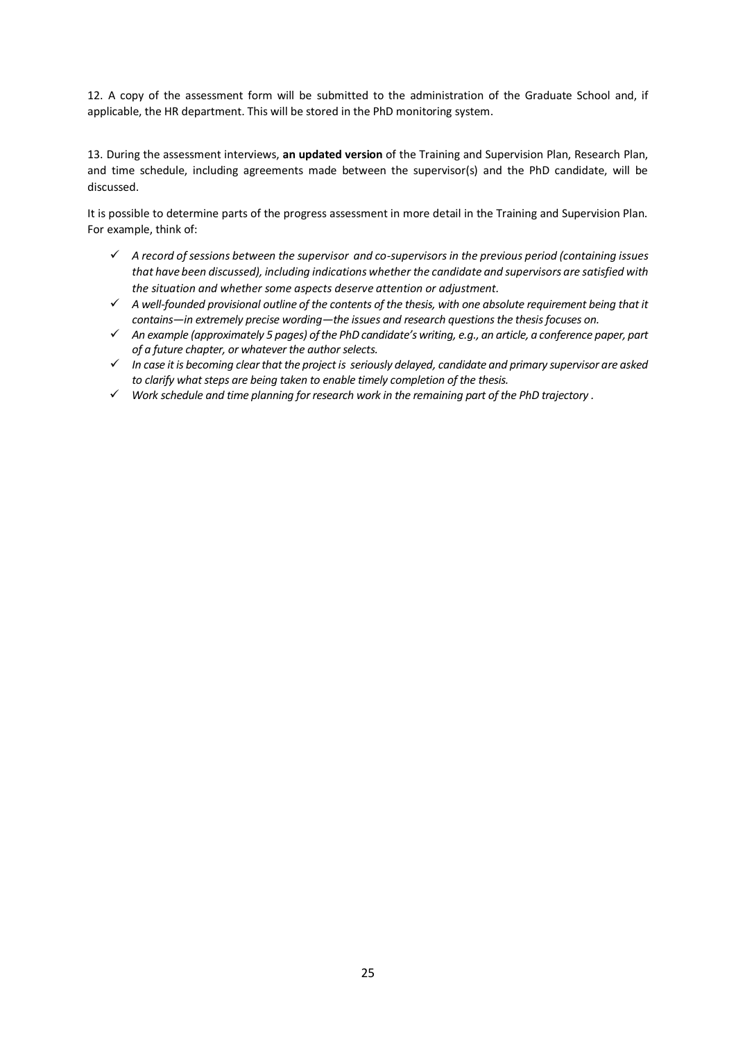12. A copy of the assessment form will be submitted to the administration of the Graduate School and, if applicable, the HR department. This will be stored in the PhD monitoring system.

13. During the assessment interviews, **an updated version** of the Training and Supervision Plan, Research Plan, and time schedule, including agreements made between the supervisor(s) and the PhD candidate, will be discussed.

It is possible to determine parts of the progress assessment in more detail in the Training and Supervision Plan. For example, think of:

- ✓ *A record of sessions between the supervisor and co-supervisors in the previous period (containing issues that have been discussed), including indications whether the candidate and supervisors are satisfied with the situation and whether some aspects deserve attention or adjustment.*
- ✓ *A well-founded provisional outline of the contents of the thesis, with one absolute requirement being that it contains—in extremely precise wording—the issues and research questions the thesis focuses on.*
- ✓ *An example (approximately 5 pages) of the PhD candidate's writing, e.g., an article, a conference paper, part of a future chapter, or whatever the author selects.*
- ✓ *In case it is becoming clear that the project is seriously delayed, candidate and primary supervisor are asked to clarify what steps are being taken to enable timely completion of the thesis.*
- ✓ *Work schedule and time planning for research work in the remaining part of the PhD trajectory .*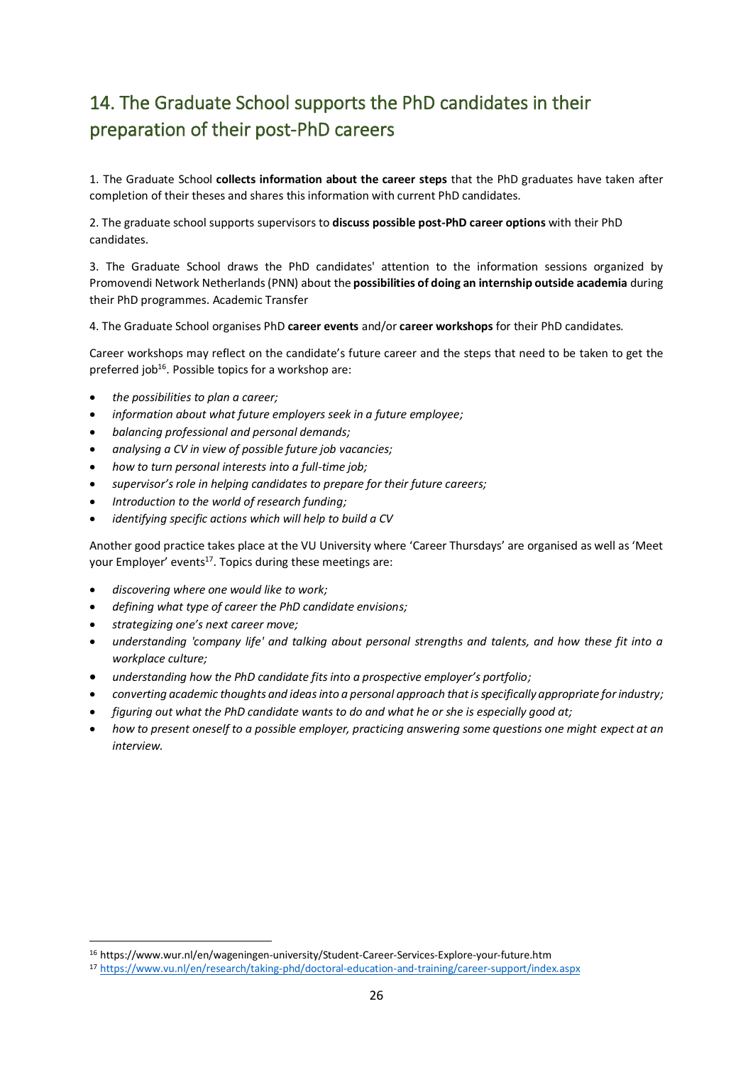## 14. The Graduate School supports the PhD candidates in their preparation of their post-PhD careers

1. The Graduate School **collects information about the career steps** that the PhD graduates have taken after completion of their theses and shares this information with current PhD candidates.

2. The graduate school supports supervisors to **discuss possible post-PhD career options** with their PhD candidates.

3. The Graduate School draws the PhD candidates' attention to the information sessions organized by Promovendi Network Netherlands (PNN) about the **possibilities of doing an internship outside academia** during their PhD programmes. Academic Transfer

4. The Graduate School organises PhD **career events** and/or **career workshops** for their PhD candidates.

Career workshops may reflect on the candidate's future career and the steps that need to be taken to get the preferred job[16]. Possible topics for a workshop are:

- *the possibilities to plan a career;*
- *information about what future employers seek in a future employee;*
- *balancing professional and personal demands;*
- *analysing a CV in view of possible future job vacancies;*
- *how to turn personal interests into a full-time job;*
- *supervisor's role in helping candidates to prepare for their future careers;*
- *Introduction to the world of research funding;*
- *identifying specific actions which will help to build a CV*

Another good practice takes place at the VU University where 'Career Thursdays' are organised as well as 'Meet your Employer' events[17]. Topics during these meetings are:

- *discovering where one would like to work;*
- *defining what type of career the PhD candidate envisions;*
- *strategizing one's next career move;*
- *understanding 'company life' and talking about personal strengths and talents, and how these fit into a workplace culture;*
- *understanding how the PhD candidate fits into a prospective employer's portfolio;*
- *converting academic thoughts and ideas into a personal approach that is specifically appropriate for industry;*
- *figuring out what the PhD candidate wants to do and what he or she is especially good at;*
- *how to present oneself to a possible employer, practicing answering some questions one might expect at an interview.*

---

[16] https://www.wur.nl/en/wageningen-university/Student-Career-Services-Explore-your-future.htm

[17] https://www.vu.nl/en/research/taking-phd/doctoral-education-and-training/career-support/index.aspx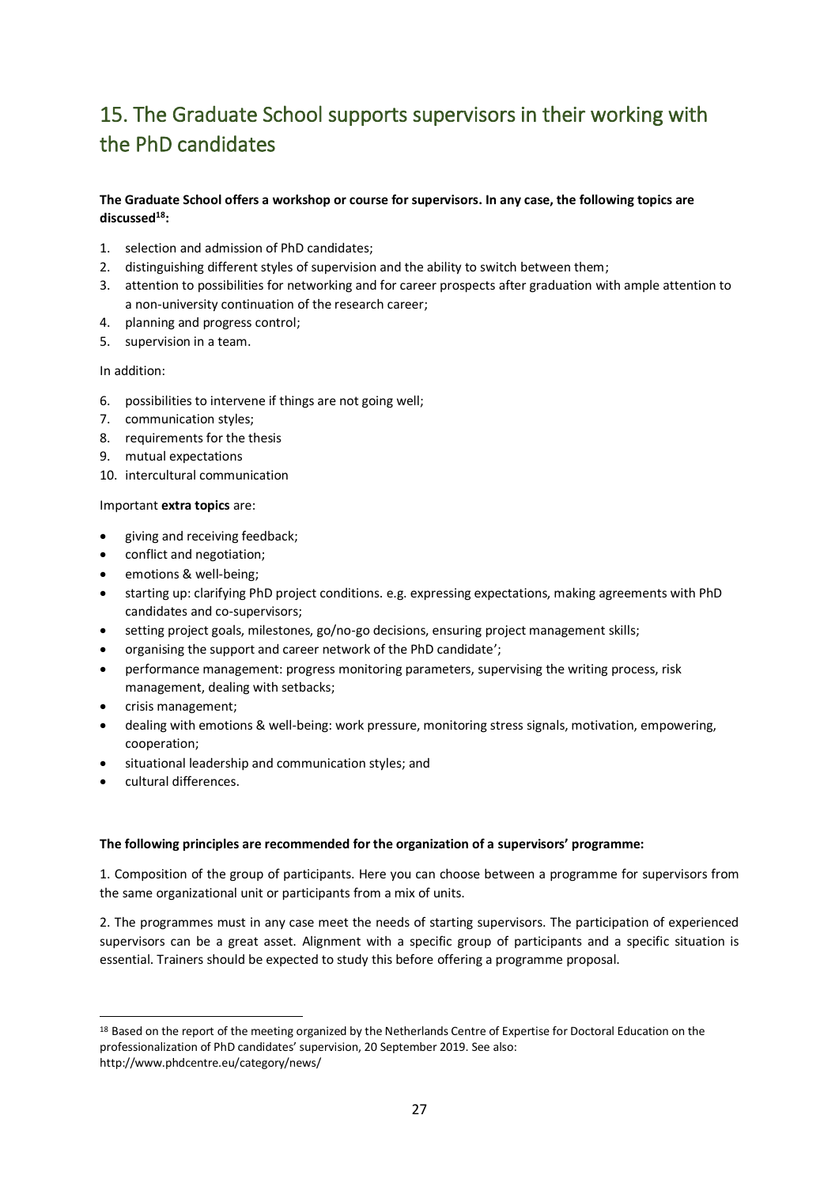# 15. The Graduate School supports supervisors in their working with the PhD candidates

**The Graduate School offers a workshop or course for supervisors. In any case, the following topics are discussed[18]:**

1. selection and admission of PhD candidates;
2. distinguishing different styles of supervision and the ability to switch between them;
3. attention to possibilities for networking and for career prospects after graduation with ample attention to a non-university continuation of the research career;
4. planning and progress control;
5. supervision in a team.

In addition:

6. possibilities to intervene if things are not going well;
7. communication styles;
8. requirements for the thesis
9. mutual expectations
10. intercultural communication

Important **extra topics** are:

- giving and receiving feedback;
- conflict and negotiation;
- emotions & well-being;
- starting up: clarifying PhD project conditions. e.g. expressing expectations, making agreements with PhD candidates and co-supervisors;
- setting project goals, milestones, go/no-go decisions, ensuring project management skills;
- organising the support and career network of the PhD candidate';
- performance management: progress monitoring parameters, supervising the writing process, risk management, dealing with setbacks;
- crisis management;
- dealing with emotions & well-being: work pressure, monitoring stress signals, motivation, empowering, cooperation;
- situational leadership and communication styles; and
- cultural differences.

**The following principles are recommended for the organization of a supervisors' programme:**

1. Composition of the group of participants. Here you can choose between a programme for supervisors from the same organizational unit or participants from a mix of units.

2. The programmes must in any case meet the needs of starting supervisors. The participation of experienced supervisors can be a great asset. Alignment with a specific group of participants and a specific situation is essential. Trainers should be expected to study this before offering a programme proposal.

[18] Based on the report of the meeting organized by the Netherlands Centre of Expertise for Doctoral Education on the professionalization of PhD candidates' supervision, 20 September 2019. See also: http://www.phdcentre.eu/category/news/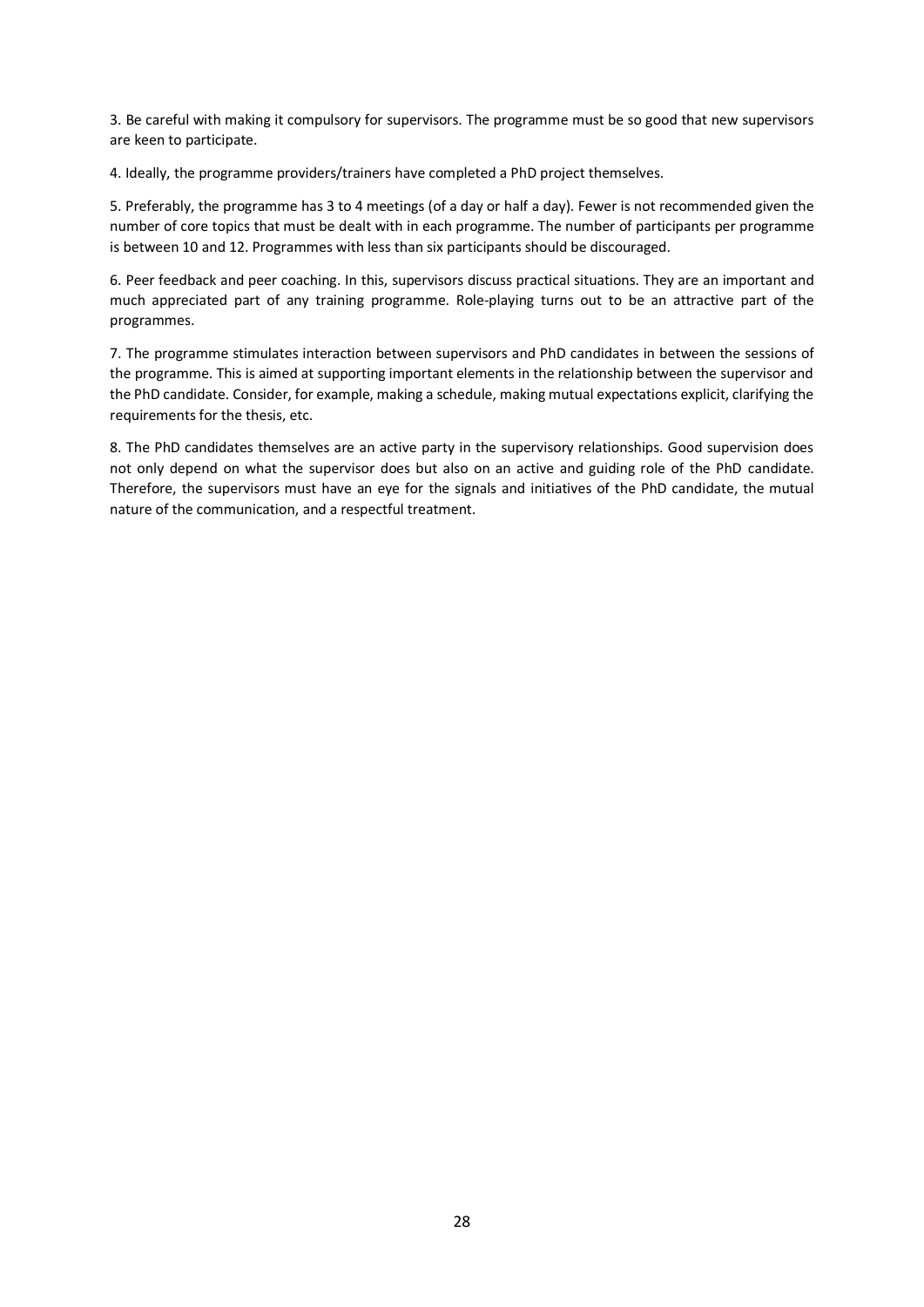3. Be careful with making it compulsory for supervisors. The programme must be so good that new supervisors are keen to participate.

4. Ideally, the programme providers/trainers have completed a PhD project themselves.

5. Preferably, the programme has 3 to 4 meetings (of a day or half a day). Fewer is not recommended given the number of core topics that must be dealt with in each programme. The number of participants per programme is between 10 and 12. Programmes with less than six participants should be discouraged.

6. Peer feedback and peer coaching. In this, supervisors discuss practical situations. They are an important and much appreciated part of any training programme. Role-playing turns out to be an attractive part of the programmes.

7. The programme stimulates interaction between supervisors and PhD candidates in between the sessions of the programme. This is aimed at supporting important elements in the relationship between the supervisor and the PhD candidate. Consider, for example, making a schedule, making mutual expectations explicit, clarifying the requirements for the thesis, etc.

8. The PhD candidates themselves are an active party in the supervisory relationships. Good supervision does not only depend on what the supervisor does but also on an active and guiding role of the PhD candidate. Therefore, the supervisors must have an eye for the signals and initiatives of the PhD candidate, the mutual nature of the communication, and a respectful treatment.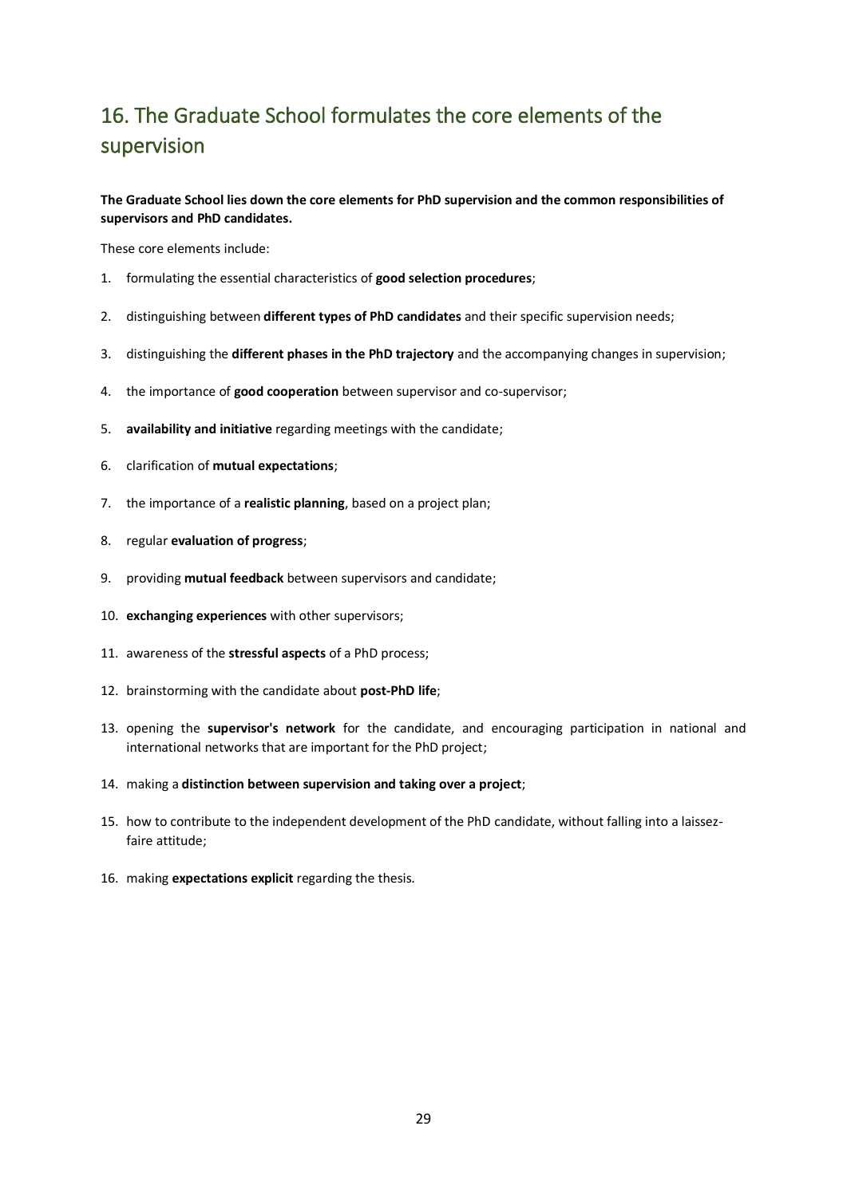# 16. The Graduate School formulates the core elements of the supervision

**The Graduate School lies down the core elements for PhD supervision and the common responsibilities of supervisors and PhD candidates.**

These core elements include:

1. formulating the essential characteristics of **good selection procedures**;
2. distinguishing between **different types of PhD candidates** and their specific supervision needs;
3. distinguishing the **different phases in the PhD trajectory** and the accompanying changes in supervision;
4. the importance of **good cooperation** between supervisor and co-supervisor;
5. **availability and initiative** regarding meetings with the candidate;
6. clarification of **mutual expectations**;
7. the importance of a **realistic planning**, based on a project plan;
8. regular **evaluation of progress**;
9. providing **mutual feedback** between supervisors and candidate;
10. **exchanging experiences** with other supervisors;
11. awareness of the **stressful aspects** of a PhD process;
12. brainstorming with the candidate about **post-PhD life**;
13. opening the **supervisor's network** for the candidate, and encouraging participation in national and international networks that are important for the PhD project;
14. making a **distinction between supervision and taking over a project**;
15. how to contribute to the independent development of the PhD candidate, without falling into a laissez-faire attitude;
16. making **expectations explicit** regarding the thesis.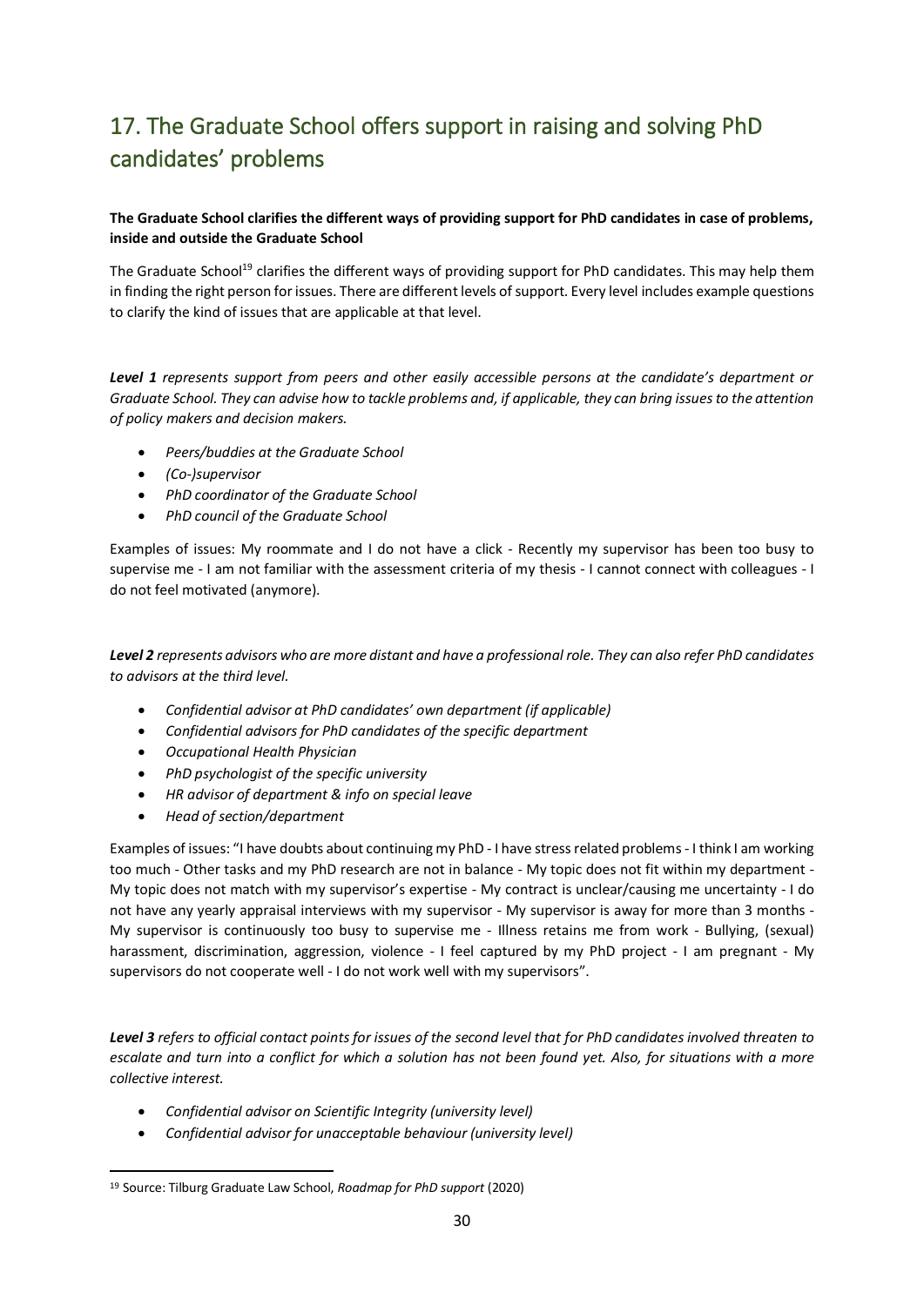## 17. The Graduate School offers support in raising and solving PhD candidates' problems

**The Graduate School clarifies the different ways of providing support for PhD candidates in case of problems, inside and outside the Graduate School**

The Graduate School[19] clarifies the different ways of providing support for PhD candidates. This may help them in finding the right person for issues. There are different levels of support. Every level includes example questions to clarify the kind of issues that are applicable at that level.

***Level 1*** *represents support from peers and other easily accessible persons at the candidate's department or Graduate School. They can advise how to tackle problems and, if applicable, they can bring issues to the attention of policy makers and decision makers.*

- *Peers/buddies at the Graduate School*
- *(Co-)supervisor*
- *PhD coordinator of the Graduate School*
- *PhD council of the Graduate School*

Examples of issues: My roommate and I do not have a click - Recently my supervisor has been too busy to supervise me - I am not familiar with the assessment criteria of my thesis - I cannot connect with colleagues - I do not feel motivated (anymore).

***Level 2*** *represents advisors who are more distant and have a professional role. They can also refer PhD candidates to advisors at the third level.*

- *Confidential advisor at PhD candidates' own department (if applicable)*
- *Confidential advisors for PhD candidates of the specific department*
- *Occupational Health Physician*
- *PhD psychologist of the specific university*
- *HR advisor of department & info on special leave*
- *Head of section/department*

Examples of issues: "I have doubts about continuing my PhD - I have stress related problems - I think I am working too much - Other tasks and my PhD research are not in balance - My topic does not fit within my department - My topic does not match with my supervisor's expertise - My contract is unclear/causing me uncertainty - I do not have any yearly appraisal interviews with my supervisor - My supervisor is away for more than 3 months - My supervisor is continuously too busy to supervise me - Illness retains me from work - Bullying, (sexual) harassment, discrimination, aggression, violence - I feel captured by my PhD project - I am pregnant - My supervisors do not cooperate well - I do not work well with my supervisors".

***Level 3*** *refers to official contact points for issues of the second level that for PhD candidates involved threaten to escalate and turn into a conflict for which a solution has not been found yet. Also, for situations with a more collective interest.*

- *Confidential advisor on Scientific Integrity (university level)*
- *Confidential advisor for unacceptable behaviour (university level)*

[19] Source: Tilburg Graduate Law School, *Roadmap for PhD support* (2020)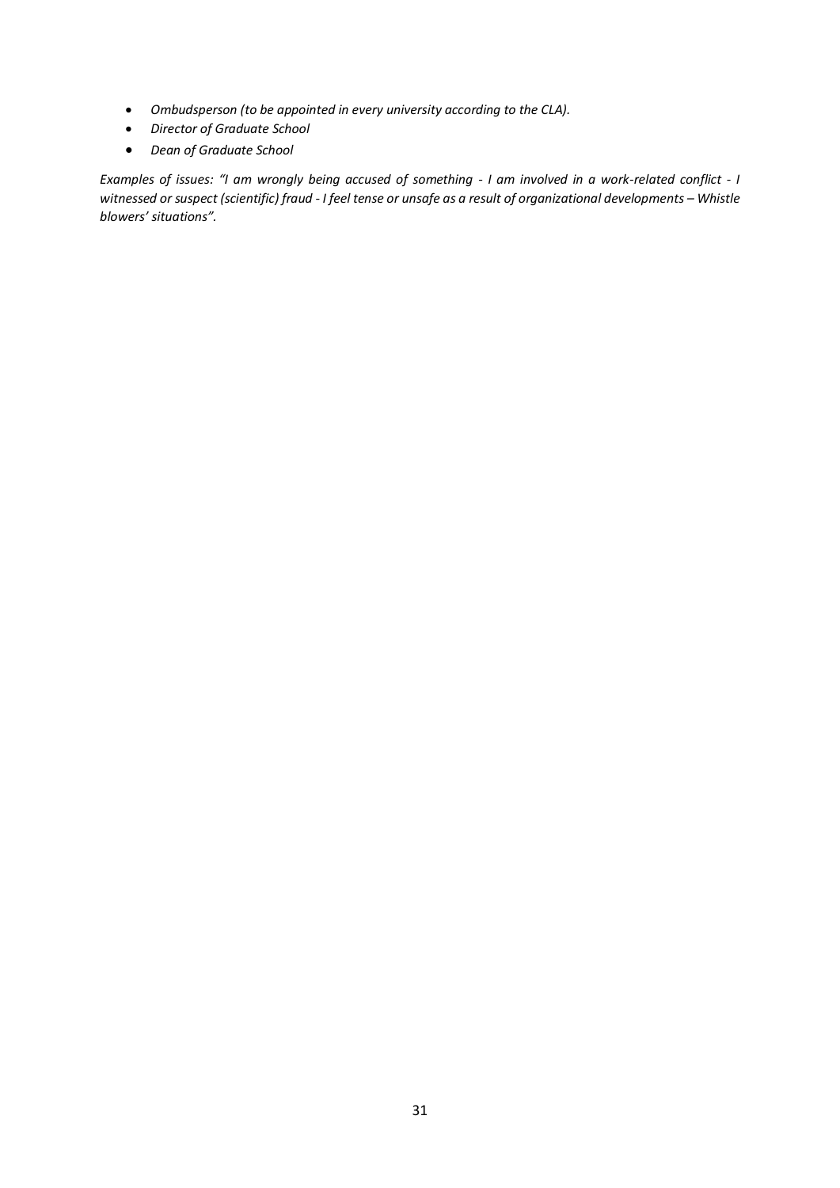- *Ombudsperson (to be appointed in every university according to the CLA).*
- *Director of Graduate School*
- *Dean of Graduate School*

*Examples of issues: "I am wrongly being accused of something - I am involved in a work-related conflict - I witnessed or suspect (scientific) fraud - I feel tense or unsafe as a result of organizational developments – Whistle blowers' situations".*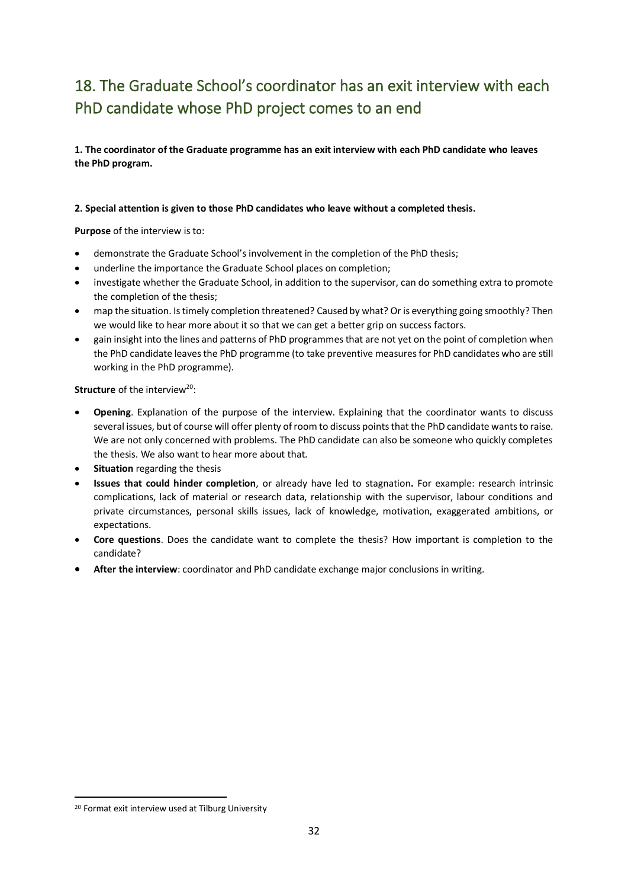## 18. The Graduate School's coordinator has an exit interview with each PhD candidate whose PhD project comes to an end

**1. The coordinator of the Graduate programme has an exit interview with each PhD candidate who leaves the PhD program.**

**2. Special attention is given to those PhD candidates who leave without a completed thesis.**

**Purpose** of the interview is to:

- demonstrate the Graduate School's involvement in the completion of the PhD thesis;
- underline the importance the Graduate School places on completion;
- investigate whether the Graduate School, in addition to the supervisor, can do something extra to promote the completion of the thesis;
- map the situation. Is timely completion threatened? Caused by what? Or is everything going smoothly? Then we would like to hear more about it so that we can get a better grip on success factors.
- gain insight into the lines and patterns of PhD programmes that are not yet on the point of completion when the PhD candidate leaves the PhD programme (to take preventive measures for PhD candidates who are still working in the PhD programme).

**Structure** of the interview[20]:

- **Opening**. Explanation of the purpose of the interview. Explaining that the coordinator wants to discuss several issues, but of course will offer plenty of room to discuss points that the PhD candidate wants to raise. We are not only concerned with problems. The PhD candidate can also be someone who quickly completes the thesis. We also want to hear more about that.
- **Situation** regarding the thesis
- **Issues that could hinder completion**, or already have led to stagnation**.** For example: research intrinsic complications, lack of material or research data, relationship with the supervisor, labour conditions and private circumstances, personal skills issues, lack of knowledge, motivation, exaggerated ambitions, or expectations.
- **Core questions**. Does the candidate want to complete the thesis? How important is completion to the candidate?
- **After the interview**: coordinator and PhD candidate exchange major conclusions in writing.

[20] Format exit interview used at Tilburg University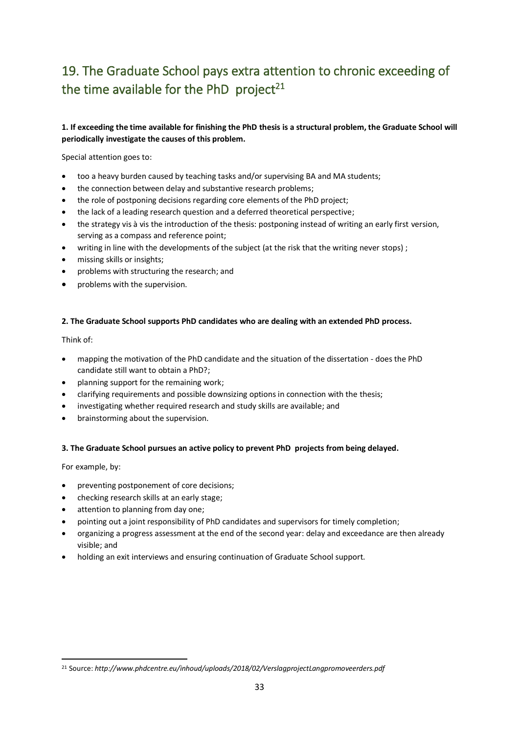## 19. The Graduate School pays extra attention to chronic exceeding of the time available for the PhD project[21]

**1. If exceeding the time available for finishing the PhD thesis is a structural problem, the Graduate School will periodically investigate the causes of this problem.**

Special attention goes to:

- too a heavy burden caused by teaching tasks and/or supervising BA and MA students;
- the connection between delay and substantive research problems;
- the role of postponing decisions regarding core elements of the PhD project;
- the lack of a leading research question and a deferred theoretical perspective;
- the strategy vis à vis the introduction of the thesis: postponing instead of writing an early first version, serving as a compass and reference point;
- writing in line with the developments of the subject (at the risk that the writing never stops) ;
- missing skills or insights;
- problems with structuring the research; and
- problems with the supervision.

**2. The Graduate School supports PhD candidates who are dealing with an extended PhD process.**

Think of:

- mapping the motivation of the PhD candidate and the situation of the dissertation - does the PhD candidate still want to obtain a PhD?;
- planning support for the remaining work;
- clarifying requirements and possible downsizing options in connection with the thesis;
- investigating whether required research and study skills are available; and
- brainstorming about the supervision.

**3. The Graduate School pursues an active policy to prevent PhD projects from being delayed.**

For example, by:

- preventing postponement of core decisions;
- checking research skills at an early stage;
- attention to planning from day one;
- pointing out a joint responsibility of PhD candidates and supervisors for timely completion;
- organizing a progress assessment at the end of the second year: delay and exceedance are then already visible; and
- holding an exit interviews and ensuring continuation of Graduate School support.

---

[21] Source: *http://www.phdcentre.eu/inhoud/uploads/2018/02/VerslagprojectLangpromoveerders.pdf*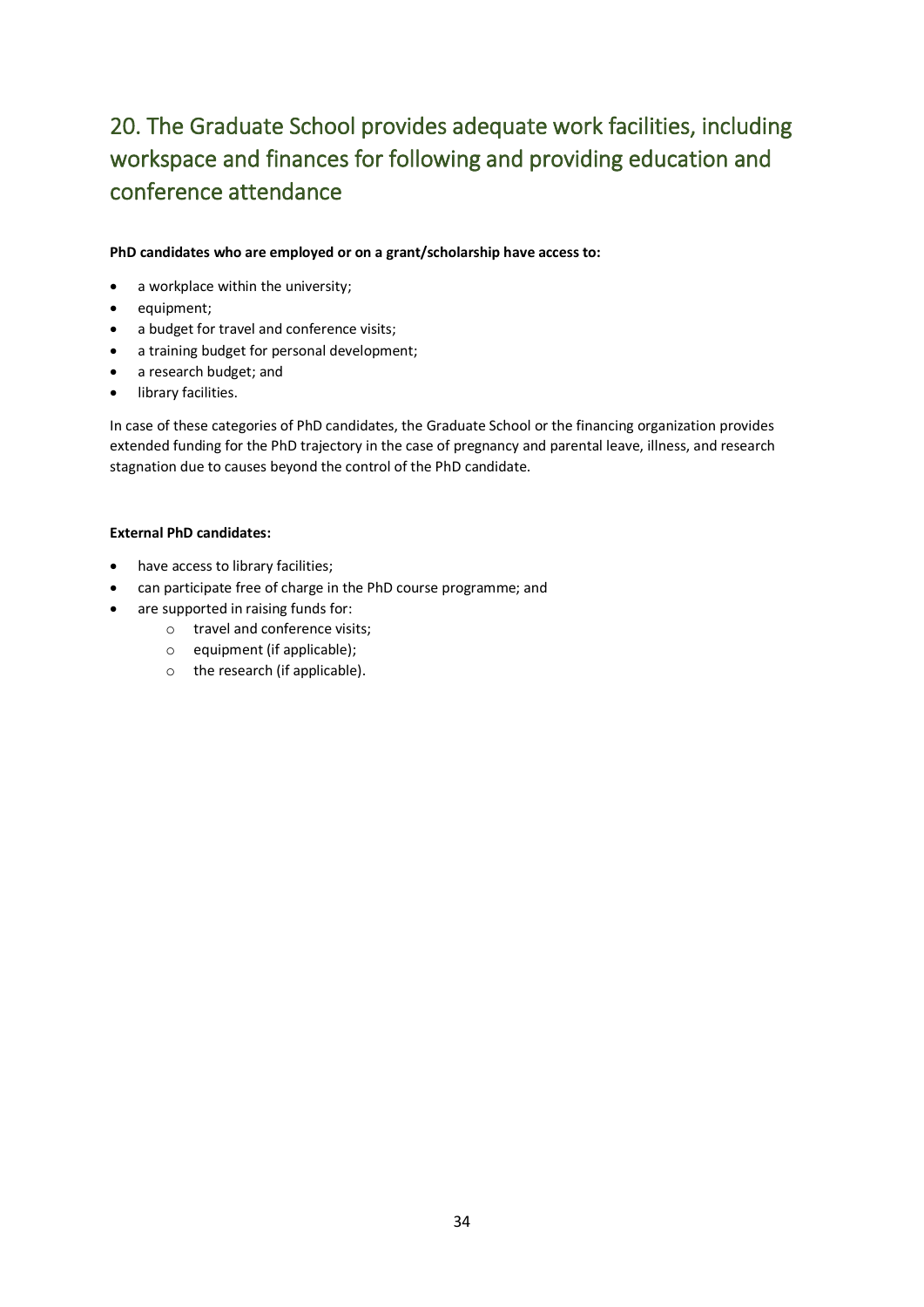## 20. The Graduate School provides adequate work facilities, including workspace and finances for following and providing education and conference attendance

**PhD candidates who are employed or on a grant/scholarship have access to:**

- a workplace within the university;
- equipment;
- a budget for travel and conference visits;
- a training budget for personal development;
- a research budget; and
- library facilities.

In case of these categories of PhD candidates, the Graduate School or the financing organization provides extended funding for the PhD trajectory in the case of pregnancy and parental leave, illness, and research stagnation due to causes beyond the control of the PhD candidate.

**External PhD candidates:**

- have access to library facilities;
- can participate free of charge in the PhD course programme; and
- are supported in raising funds for:
  - travel and conference visits;
  - equipment (if applicable);
  - the research (if applicable).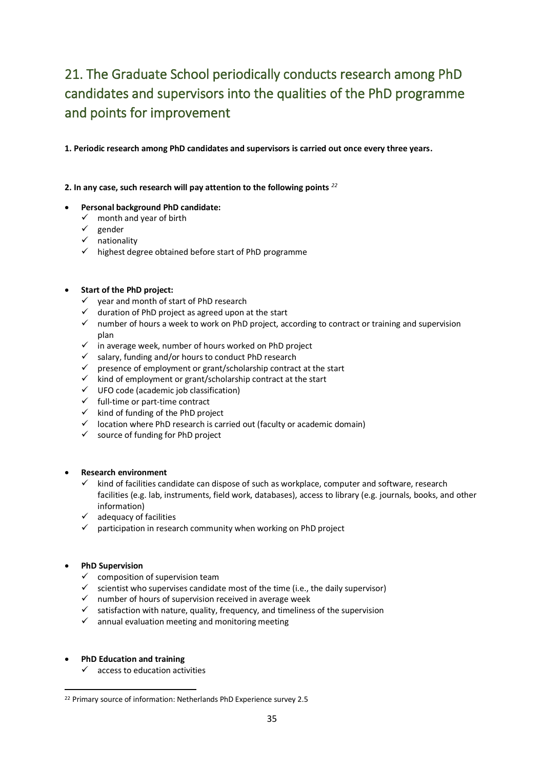## 21. The Graduate School periodically conducts research among PhD candidates and supervisors into the qualities of the PhD programme and points for improvement

**1. Periodic research among PhD candidates and supervisors is carried out once every three years.**

**2. In any case, such research will pay attention to the following points** [22]

- **Personal background PhD candidate:**
  - ✓ month and year of birth
  - ✓ gender
  - ✓ nationality
  - ✓ highest degree obtained before start of PhD programme

- **Start of the PhD project:**
  - ✓ year and month of start of PhD research
  - ✓ duration of PhD project as agreed upon at the start
  - ✓ number of hours a week to work on PhD project, according to contract or training and supervision plan
  - ✓ in average week, number of hours worked on PhD project
  - ✓ salary, funding and/or hours to conduct PhD research
  - ✓ presence of employment or grant/scholarship contract at the start
  - ✓ kind of employment or grant/scholarship contract at the start
  - ✓ UFO code (academic job classification)
  - ✓ full-time or part-time contract
  - ✓ kind of funding of the PhD project
  - ✓ location where PhD research is carried out (faculty or academic domain)
  - ✓ source of funding for PhD project

- **Research environment**
  - ✓ kind of facilities candidate can dispose of such as workplace, computer and software, research facilities (e.g. lab, instruments, field work, databases), access to library (e.g. journals, books, and other information)
  - ✓ adequacy of facilities
  - ✓ participation in research community when working on PhD project

- **PhD Supervision**
  - ✓ composition of supervision team
  - ✓ scientist who supervises candidate most of the time (i.e., the daily supervisor)
  - ✓ number of hours of supervision received in average week
  - ✓ satisfaction with nature, quality, frequency, and timeliness of the supervision
  - ✓ annual evaluation meeting and monitoring meeting

- **PhD Education and training**
  - ✓ access to education activities

---

[22] Primary source of information: Netherlands PhD Experience survey 2.5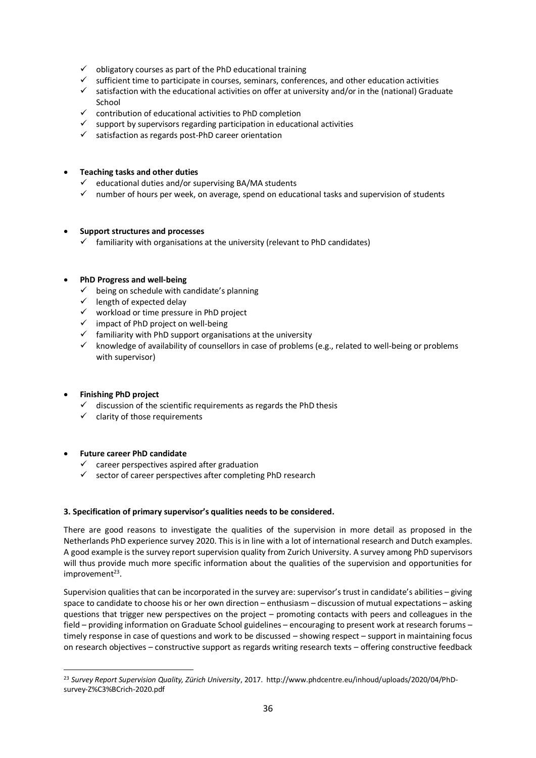- ✓ obligatory courses as part of the PhD educational training
  - ✓ sufficient time to participate in courses, seminars, conferences, and other education activities
  - ✓ satisfaction with the educational activities on offer at university and/or in the (national) Graduate School
  - ✓ contribution of educational activities to PhD completion
  - ✓ support by supervisors regarding participation in educational activities
  - ✓ satisfaction as regards post-PhD career orientation

- **Teaching tasks and other duties**
  - ✓ educational duties and/or supervising BA/MA students
  - ✓ number of hours per week, on average, spend on educational tasks and supervision of students

- **Support structures and processes**
  - ✓ familiarity with organisations at the university (relevant to PhD candidates)

- **PhD Progress and well-being**
  - ✓ being on schedule with candidate's planning
  - ✓ length of expected delay
  - ✓ workload or time pressure in PhD project
  - ✓ impact of PhD project on well-being
  - ✓ familiarity with PhD support organisations at the university
  - ✓ knowledge of availability of counsellors in case of problems (e.g., related to well-being or problems with supervisor)

- **Finishing PhD project**
  - ✓ discussion of the scientific requirements as regards the PhD thesis
  - ✓ clarity of those requirements

- **Future career PhD candidate**
  - ✓ career perspectives aspired after graduation
  - ✓ sector of career perspectives after completing PhD research

**3. Specification of primary supervisor's qualities needs to be considered.**

There are good reasons to investigate the qualities of the supervision in more detail as proposed in the Netherlands PhD experience survey 2020. This is in line with a lot of international research and Dutch examples. A good example is the survey report supervision quality from Zurich University. A survey among PhD supervisors will thus provide much more specific information about the qualities of the supervision and opportunities for improvement[23].

Supervision qualities that can be incorporated in the survey are: supervisor's trust in candidate's abilities – giving space to candidate to choose his or her own direction – enthusiasm – discussion of mutual expectations – asking questions that trigger new perspectives on the project – promoting contacts with peers and colleagues in the field – providing information on Graduate School guidelines – encouraging to present work at research forums – timely response in case of questions and work to be discussed – showing respect – support in maintaining focus on research objectives – constructive support as regards writing research texts – offering constructive feedback

---

[23] *Survey Report Supervision Quality, Zürich University*, 2017. http://www.phdcentre.eu/inhoud/uploads/2020/04/PhD-survey-Z%C3%BCrich-2020.pdf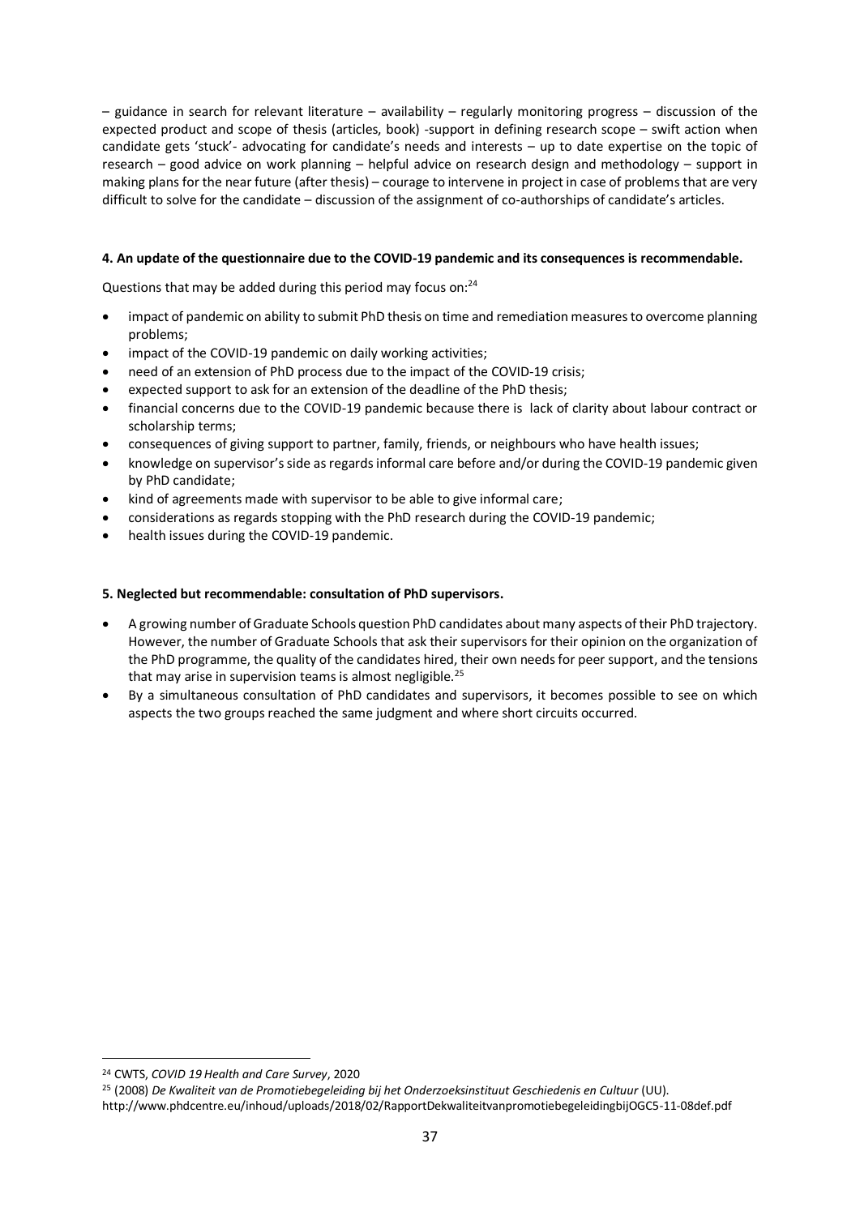– guidance in search for relevant literature – availability – regularly monitoring progress – discussion of the expected product and scope of thesis (articles, book) -support in defining research scope – swift action when candidate gets 'stuck'- advocating for candidate's needs and interests – up to date expertise on the topic of research – good advice on work planning – helpful advice on research design and methodology – support in making plans for the near future (after thesis) – courage to intervene in project in case of problems that are very difficult to solve for the candidate – discussion of the assignment of co-authorships of candidate's articles.

**4. An update of the questionnaire due to the COVID-19 pandemic and its consequences is recommendable.**

Questions that may be added during this period may focus on:[24]

- impact of pandemic on ability to submit PhD thesis on time and remediation measures to overcome planning problems;
- impact of the COVID-19 pandemic on daily working activities;
- need of an extension of PhD process due to the impact of the COVID-19 crisis;
- expected support to ask for an extension of the deadline of the PhD thesis;
- financial concerns due to the COVID-19 pandemic because there is lack of clarity about labour contract or scholarship terms;
- consequences of giving support to partner, family, friends, or neighbours who have health issues;
- knowledge on supervisor's side as regards informal care before and/or during the COVID-19 pandemic given by PhD candidate;
- kind of agreements made with supervisor to be able to give informal care;
- considerations as regards stopping with the PhD research during the COVID-19 pandemic;
- health issues during the COVID-19 pandemic.

**5. Neglected but recommendable: consultation of PhD supervisors.**

- A growing number of Graduate Schools question PhD candidates about many aspects of their PhD trajectory. However, the number of Graduate Schools that ask their supervisors for their opinion on the organization of the PhD programme, the quality of the candidates hired, their own needs for peer support, and the tensions that may arise in supervision teams is almost negligible.[25]
- By a simultaneous consultation of PhD candidates and supervisors, it becomes possible to see on which aspects the two groups reached the same judgment and where short circuits occurred.

---

[24] CWTS, *COVID 19 Health and Care Survey*, 2020

[25] (2008) *De Kwaliteit van de Promotiebegeleiding bij het Onderzoeksinstituut Geschiedenis en Cultuur* (UU). http://www.phdcentre.eu/inhoud/uploads/2018/02/RapportDekwaliteitvanpromotiebegeleidingbijOGC5-11-08def.pdf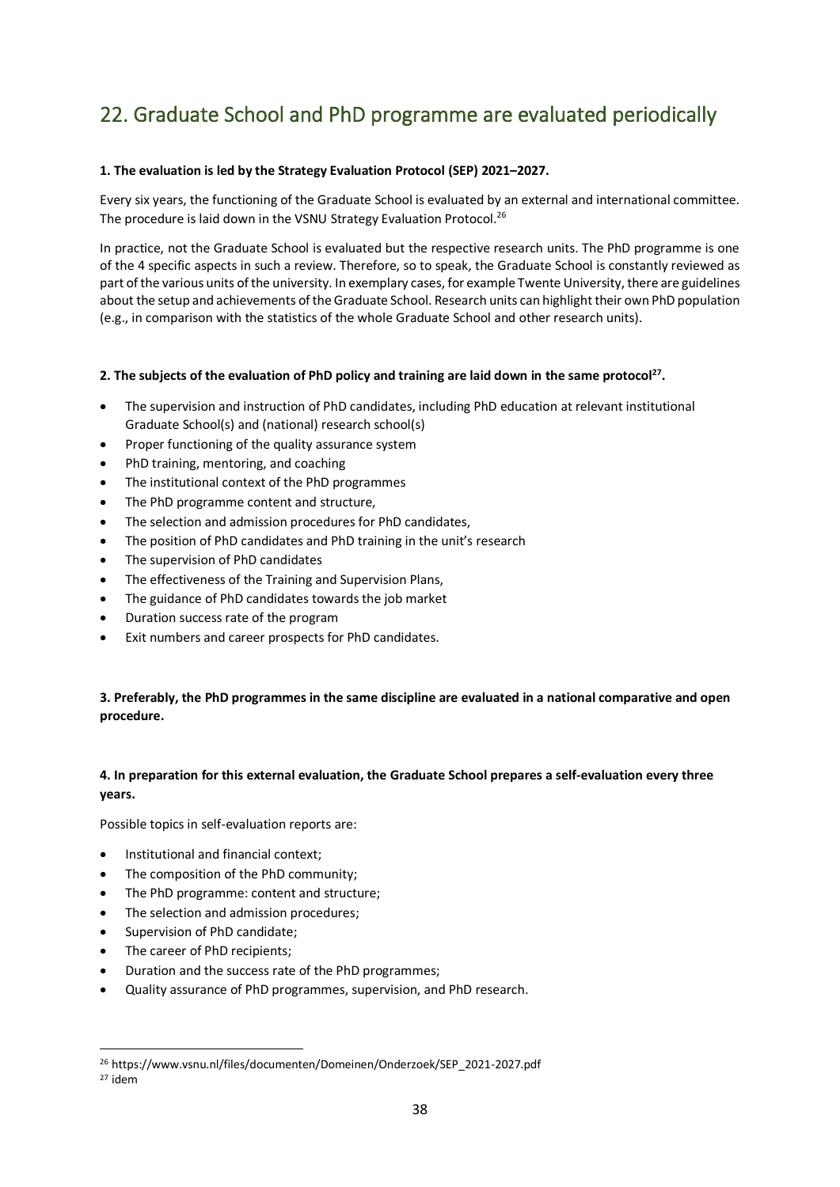## 22. Graduate School and PhD programme are evaluated periodically

**1. The evaluation is led by the Strategy Evaluation Protocol (SEP) 2021–2027.**

Every six years, the functioning of the Graduate School is evaluated by an external and international committee. The procedure is laid down in the VSNU Strategy Evaluation Protocol.[26]

In practice, not the Graduate School is evaluated but the respective research units. The PhD programme is one of the 4 specific aspects in such a review. Therefore, so to speak, the Graduate School is constantly reviewed as part of the various units of the university. In exemplary cases, for example Twente University, there are guidelines about the setup and achievements of the Graduate School. Research units can highlight their own PhD population (e.g., in comparison with the statistics of the whole Graduate School and other research units).

**2. The subjects of the evaluation of PhD policy and training are laid down in the same protocol[27].**

- The supervision and instruction of PhD candidates, including PhD education at relevant institutional Graduate School(s) and (national) research school(s)
- Proper functioning of the quality assurance system
- PhD training, mentoring, and coaching
- The institutional context of the PhD programmes
- The PhD programme content and structure,
- The selection and admission procedures for PhD candidates,
- The position of PhD candidates and PhD training in the unit's research
- The supervision of PhD candidates
- The effectiveness of the Training and Supervision Plans,
- The guidance of PhD candidates towards the job market
- Duration success rate of the program
- Exit numbers and career prospects for PhD candidates.

**3. Preferably, the PhD programmes in the same discipline are evaluated in a national comparative and open procedure.**

**4. In preparation for this external evaluation, the Graduate School prepares a self-evaluation every three years.**

Possible topics in self-evaluation reports are:

- Institutional and financial context;
- The composition of the PhD community;
- The PhD programme: content and structure;
- The selection and admission procedures;
- Supervision of PhD candidate;
- The career of PhD recipients;
- Duration and the success rate of the PhD programmes;
- Quality assurance of PhD programmes, supervision, and PhD research.

[26] https://www.vsnu.nl/files/documenten/Domeinen/Onderzoek/SEP_2021-2027.pdf

[27] idem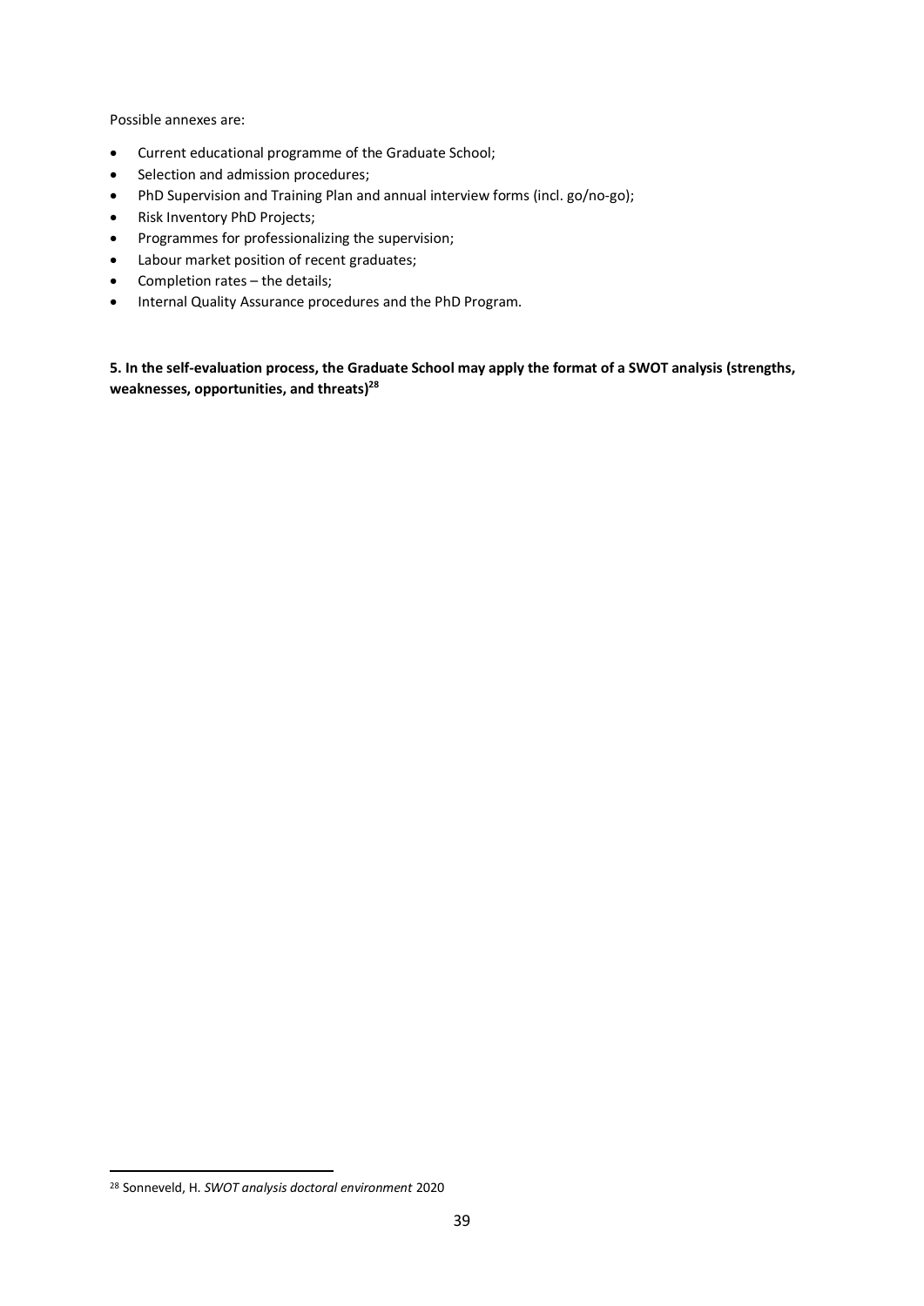Possible annexes are:

- Current educational programme of the Graduate School;
- Selection and admission procedures;
- PhD Supervision and Training Plan and annual interview forms (incl. go/no-go);
- Risk Inventory PhD Projects;
- Programmes for professionalizing the supervision;
- Labour market position of recent graduates;
- Completion rates – the details;
- Internal Quality Assurance procedures and the PhD Program.

**5. In the self-evaluation process, the Graduate School may apply the format of a SWOT analysis (strengths, weaknesses, opportunities, and threats)[28]**

[28] Sonneveld, H. *SWOT analysis doctoral environment* 2020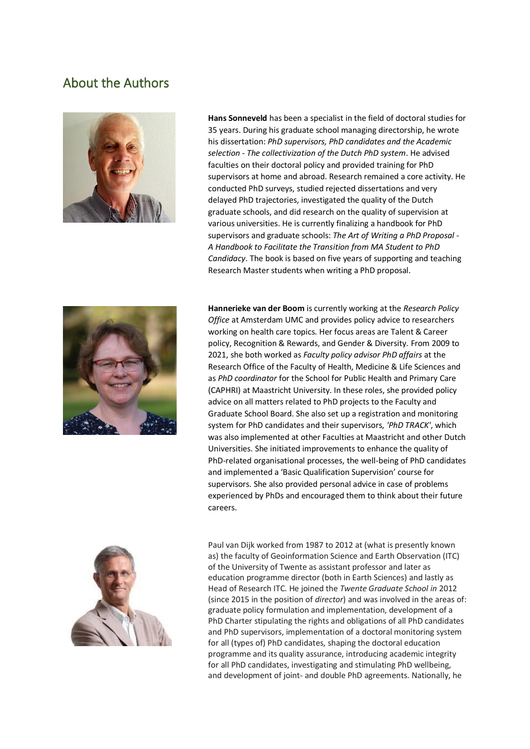# About the Authors

**Hans Sonneveld** has been a specialist in the field of doctoral studies for 35 years. During his graduate school managing directorship, he wrote his dissertation: *PhD supervisors, PhD candidates and the Academic selection - The collectivization of the Dutch PhD system*. He advised faculties on their doctoral policy and provided training for PhD supervisors at home and abroad. Research remained a core activity. He conducted PhD surveys, studied rejected dissertations and very delayed PhD trajectories, investigated the quality of the Dutch graduate schools, and did research on the quality of supervision at various universities. He is currently finalizing a handbook for PhD supervisors and graduate schools: *The Art of Writing a PhD Proposal - A Handbook to Facilitate the Transition from MA Student to PhD Candidacy*. The book is based on five years of supporting and teaching Research Master students when writing a PhD proposal.

**Hannerieke van der Boom** is currently working at the *Research Policy Office* at Amsterdam UMC and provides policy advice to researchers working on health care topics. Her focus areas are Talent & Career policy, Recognition & Rewards, and Gender & Diversity. From 2009 to 2021, she both worked as *Faculty policy advisor PhD affairs* at the Research Office of the Faculty of Health, Medicine & Life Sciences and as *PhD coordinator* for the School for Public Health and Primary Care (CAPHRI) at Maastricht University. In these roles, she provided policy advice on all matters related to PhD projects to the Faculty and Graduate School Board. She also set up a registration and monitoring system for PhD candidates and their supervisors, *'PhD TRACK'*, which was also implemented at other Faculties at Maastricht and other Dutch Universities. She initiated improvements to enhance the quality of PhD-related organisational processes, the well-being of PhD candidates and implemented a 'Basic Qualification Supervision' course for supervisors. She also provided personal advice in case of problems experienced by PhDs and encouraged them to think about their future careers.

Paul van Dijk worked from 1987 to 2012 at (what is presently known as) the faculty of Geoinformation Science and Earth Observation (ITC) of the University of Twente as assistant professor and later as education programme director (both in Earth Sciences) and lastly as Head of Research ITC. He joined the *Twente Graduate School in* 2012 (since 2015 in the position of *director*) and was involved in the areas of: graduate policy formulation and implementation, development of a PhD Charter stipulating the rights and obligations of all PhD candidates and PhD supervisors, implementation of a doctoral monitoring system for all (types of) PhD candidates, shaping the doctoral education programme and its quality assurance, introducing academic integrity for all PhD candidates, investigating and stimulating PhD wellbeing, and development of joint- and double PhD agreements. Nationally, he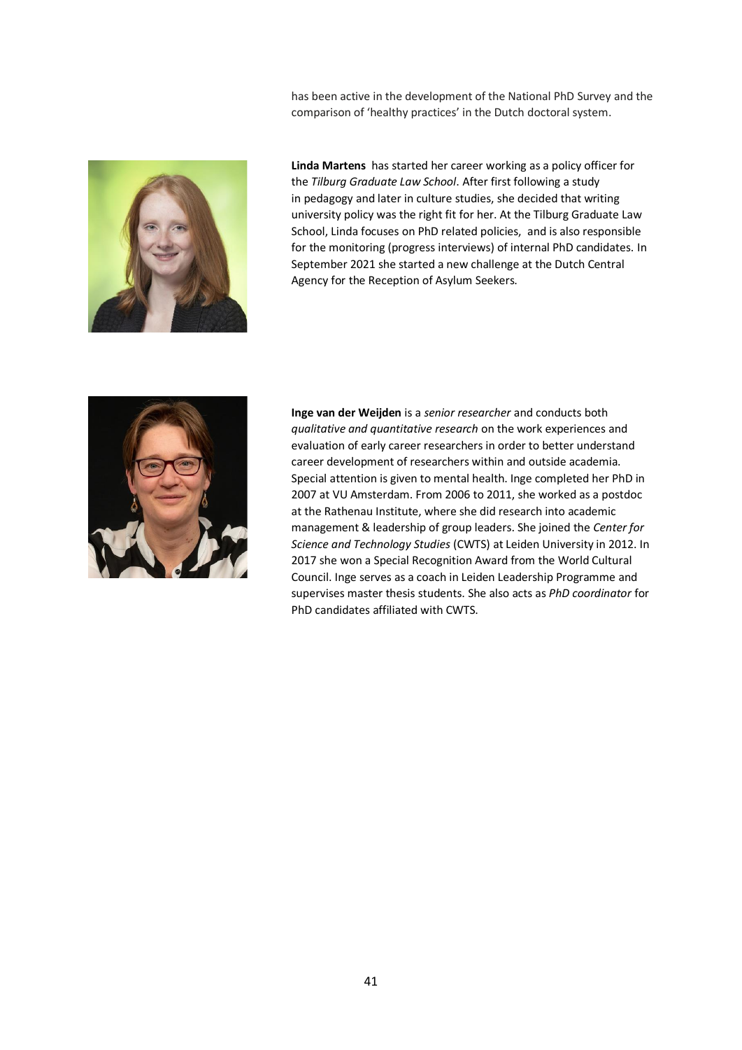has been active in the development of the National PhD Survey and the comparison of 'healthy practices' in the Dutch doctoral system.

**Linda Martens** has started her career working as a policy officer for the *Tilburg Graduate Law School*. After first following a study in pedagogy and later in culture studies, she decided that writing university policy was the right fit for her. At the Tilburg Graduate Law School, Linda focuses on PhD related policies, and is also responsible for the monitoring (progress interviews) of internal PhD candidates. In September 2021 she started a new challenge at the Dutch Central Agency for the Reception of Asylum Seekers.

**Inge van der Weijden** is a *senior researcher* and conducts both *qualitative and quantitative research* on the work experiences and evaluation of early career researchers in order to better understand career development of researchers within and outside academia. Special attention is given to mental health. Inge completed her PhD in 2007 at VU Amsterdam. From 2006 to 2011, she worked as a postdoc at the Rathenau Institute, where she did research into academic management & leadership of group leaders. She joined the *Center for Science and Technology Studies* (CWTS) at Leiden University in 2012. In 2017 she won a Special Recognition Award from the World Cultural Council. Inge serves as a coach in Leiden Leadership Programme and supervises master thesis students. She also acts as *PhD coordinator* for PhD candidates affiliated with CWTS.